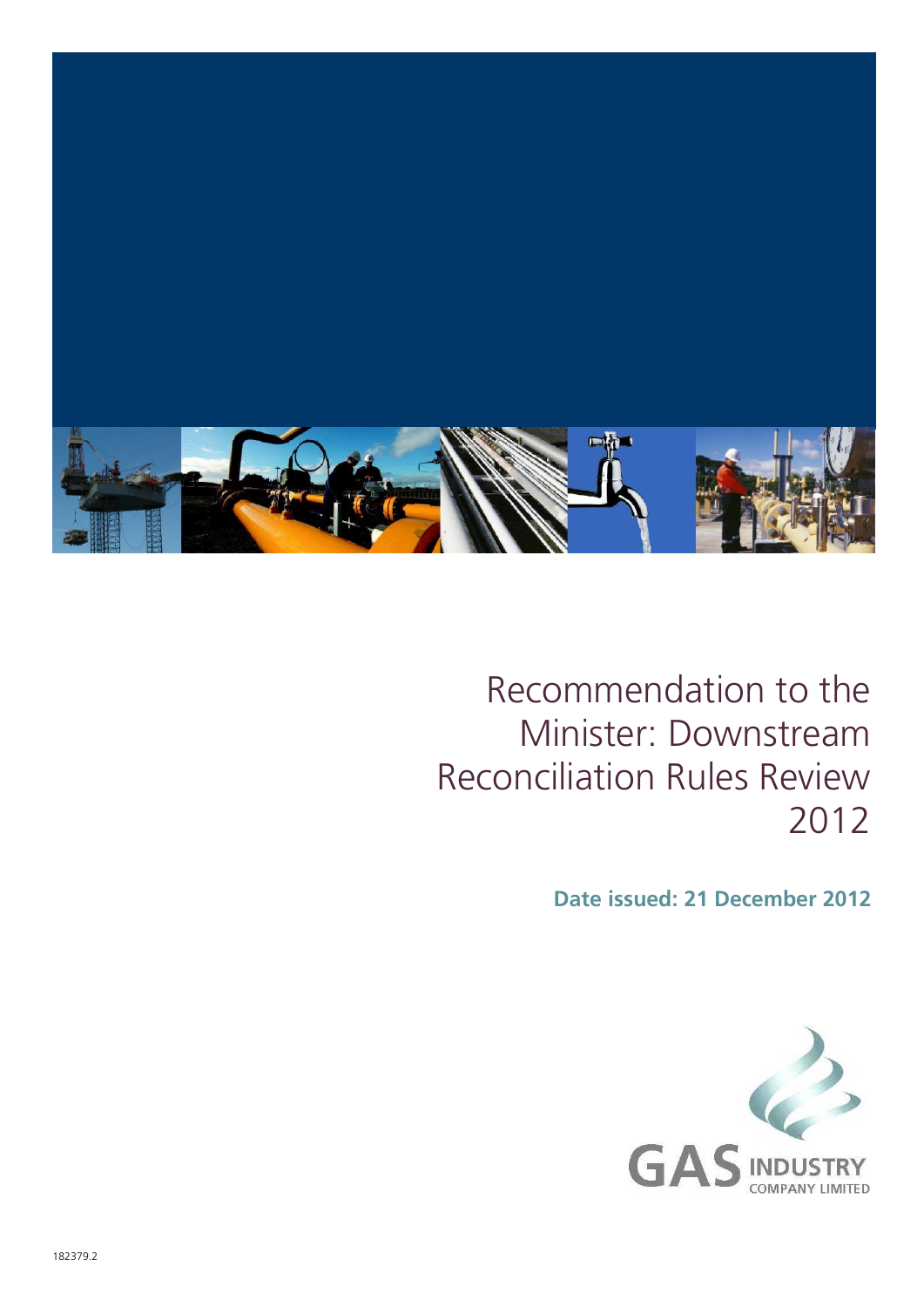# Recommendation to the Minister: Downstream Reconciliation Rules Review 2012

**Date issued: 21 December 2012**

GAS INDUSTRY COMPANY LIMITED

182379.2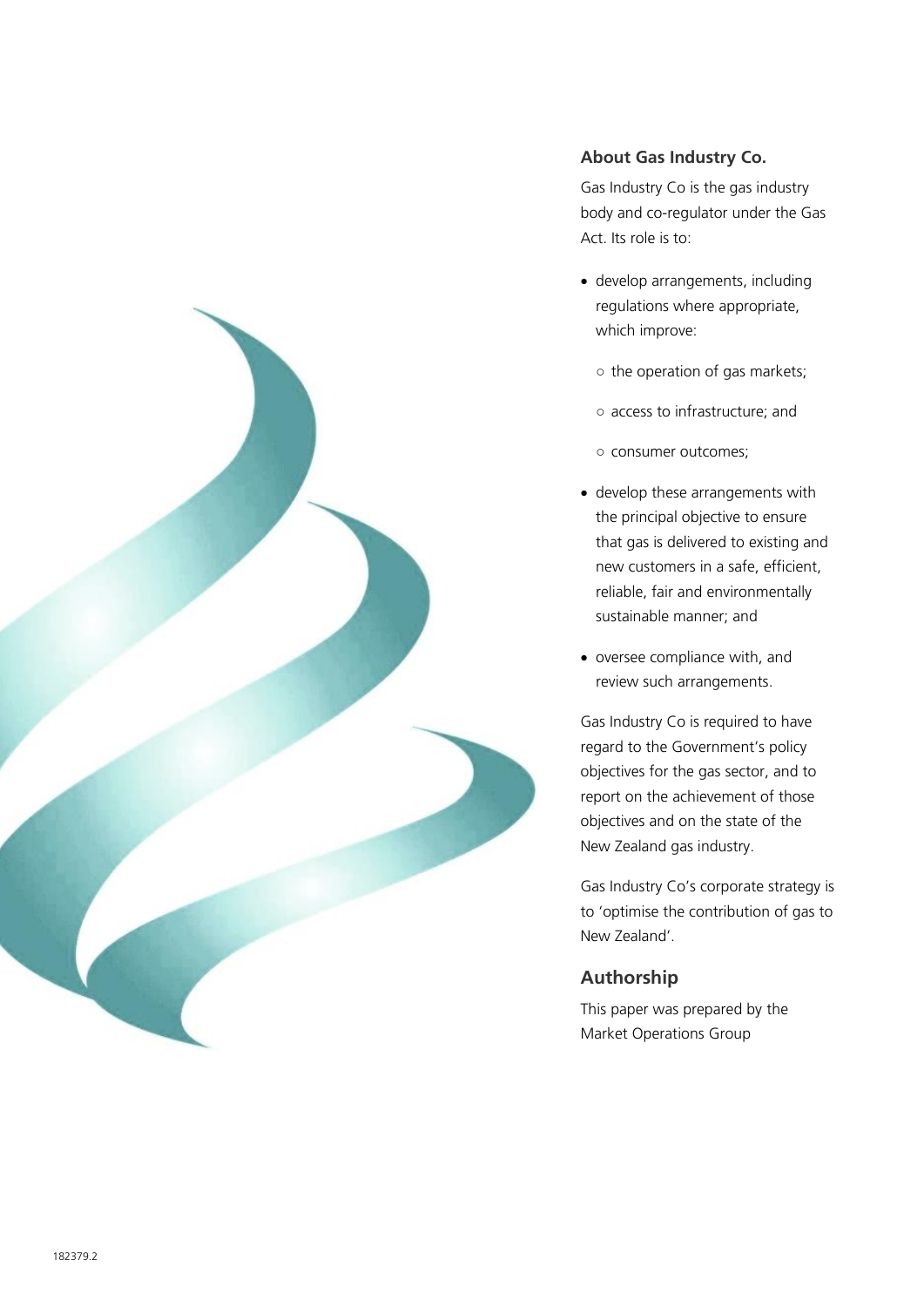## About Gas Industry Co.

Gas Industry Co is the gas industry body and co-regulator under the Gas Act. Its role is to:

- develop arrangements, including regulations where appropriate, which improve:
  - the operation of gas markets;
  - access to infrastructure; and
  - consumer outcomes;
- develop these arrangements with the principal objective to ensure that gas is delivered to existing and new customers in a safe, efficient, reliable, fair and environmentally sustainable manner; and
- oversee compliance with, and review such arrangements.

Gas Industry Co is required to have regard to the Government's policy objectives for the gas sector, and to report on the achievement of those objectives and on the state of the New Zealand gas industry.

Gas Industry Co's corporate strategy is to 'optimise the contribution of gas to New Zealand'.

## Authorship

This paper was prepared by the Market Operations Group

182379.2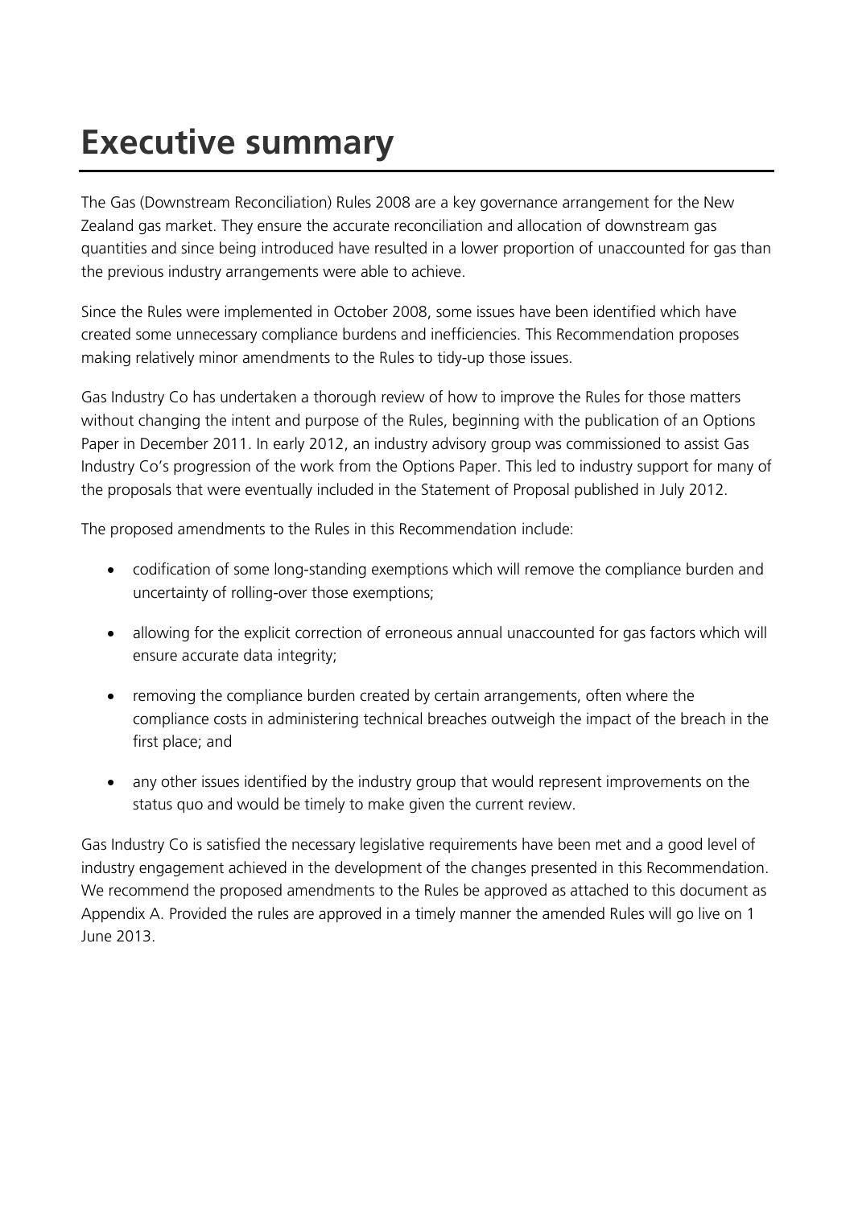# Executive summary

The Gas (Downstream Reconciliation) Rules 2008 are a key governance arrangement for the New Zealand gas market. They ensure the accurate reconciliation and allocation of downstream gas quantities and since being introduced have resulted in a lower proportion of unaccounted for gas than the previous industry arrangements were able to achieve.

Since the Rules were implemented in October 2008, some issues have been identified which have created some unnecessary compliance burdens and inefficiencies. This Recommendation proposes making relatively minor amendments to the Rules to tidy-up those issues.

Gas Industry Co has undertaken a thorough review of how to improve the Rules for those matters without changing the intent and purpose of the Rules, beginning with the publication of an Options Paper in December 2011. In early 2012, an industry advisory group was commissioned to assist Gas Industry Co's progression of the work from the Options Paper. This led to industry support for many of the proposals that were eventually included in the Statement of Proposal published in July 2012.

The proposed amendments to the Rules in this Recommendation include:

- codification of some long-standing exemptions which will remove the compliance burden and uncertainty of rolling-over those exemptions;
- allowing for the explicit correction of erroneous annual unaccounted for gas factors which will ensure accurate data integrity;
- removing the compliance burden created by certain arrangements, often where the compliance costs in administering technical breaches outweigh the impact of the breach in the first place; and
- any other issues identified by the industry group that would represent improvements on the status quo and would be timely to make given the current review.

Gas Industry Co is satisfied the necessary legislative requirements have been met and a good level of industry engagement achieved in the development of the changes presented in this Recommendation. We recommend the proposed amendments to the Rules be approved as attached to this document as Appendix A. Provided the rules are approved in a timely manner the amended Rules will go live on 1 June 2013.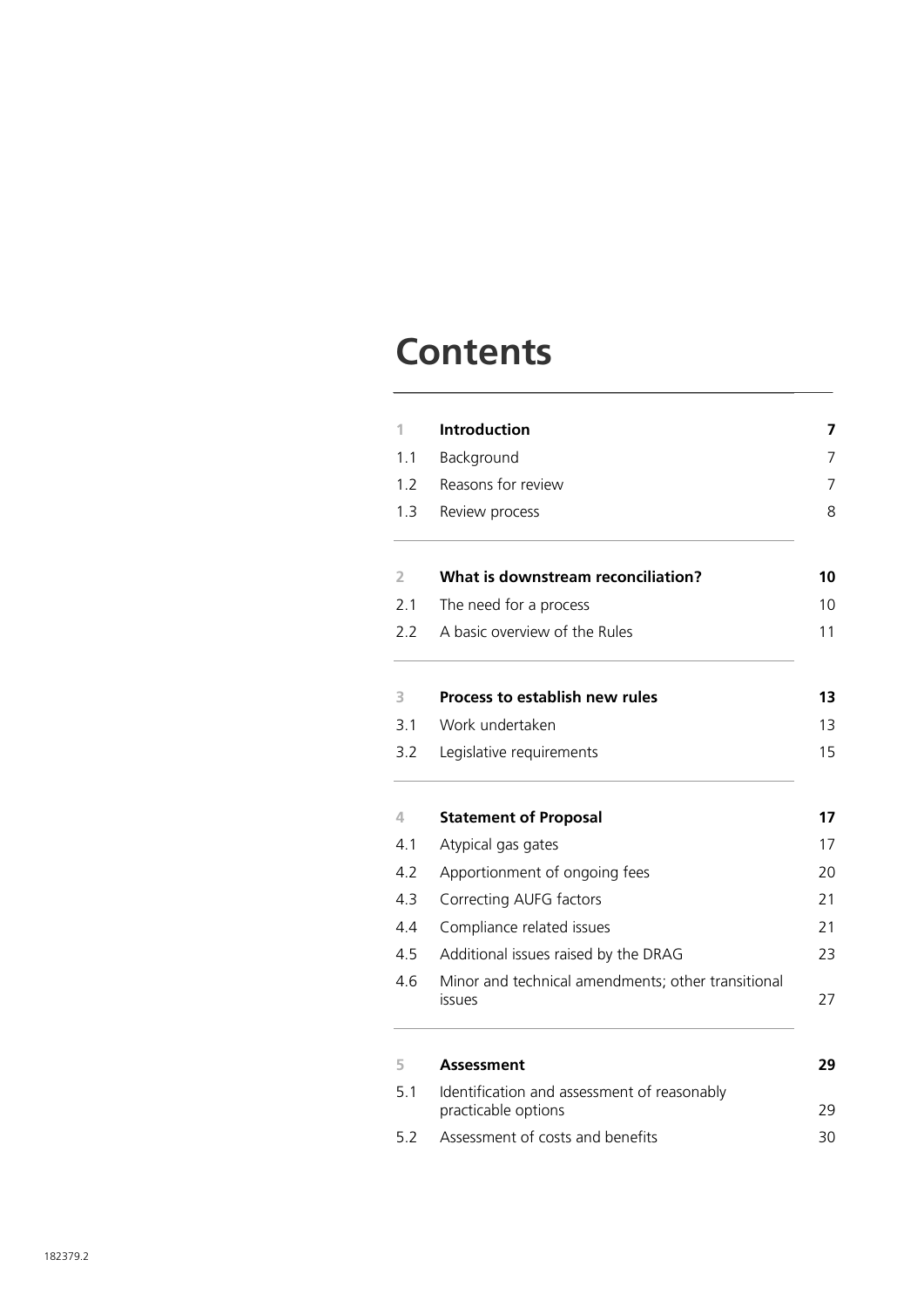# Contents

| | | |
|---|---|---|
| 1 | **Introduction** | **7** |
| 1.1 | Background | 7 |
| 1.2 | Reasons for review | 7 |
| 1.3 | Review process | 8 |
| 2 | **What is downstream reconciliation?** | **10** |
| 2.1 | The need for a process | 10 |
| 2.2 | A basic overview of the Rules | 11 |
| 3 | **Process to establish new rules** | **13** |
| 3.1 | Work undertaken | 13 |
| 3.2 | Legislative requirements | 15 |
| 4 | **Statement of Proposal** | **17** |
| 4.1 | Atypical gas gates | 17 |
| 4.2 | Apportionment of ongoing fees | 20 |
| 4.3 | Correcting AUFG factors | 21 |
| 4.4 | Compliance related issues | 21 |
| 4.5 | Additional issues raised by the DRAG | 23 |
| 4.6 | Minor and technical amendments; other transitional issues | 27 |
| 5 | **Assessment** | **29** |
| 5.1 | Identification and assessment of reasonably practicable options | 29 |
| 5.2 | Assessment of costs and benefits | 30 |

182379.2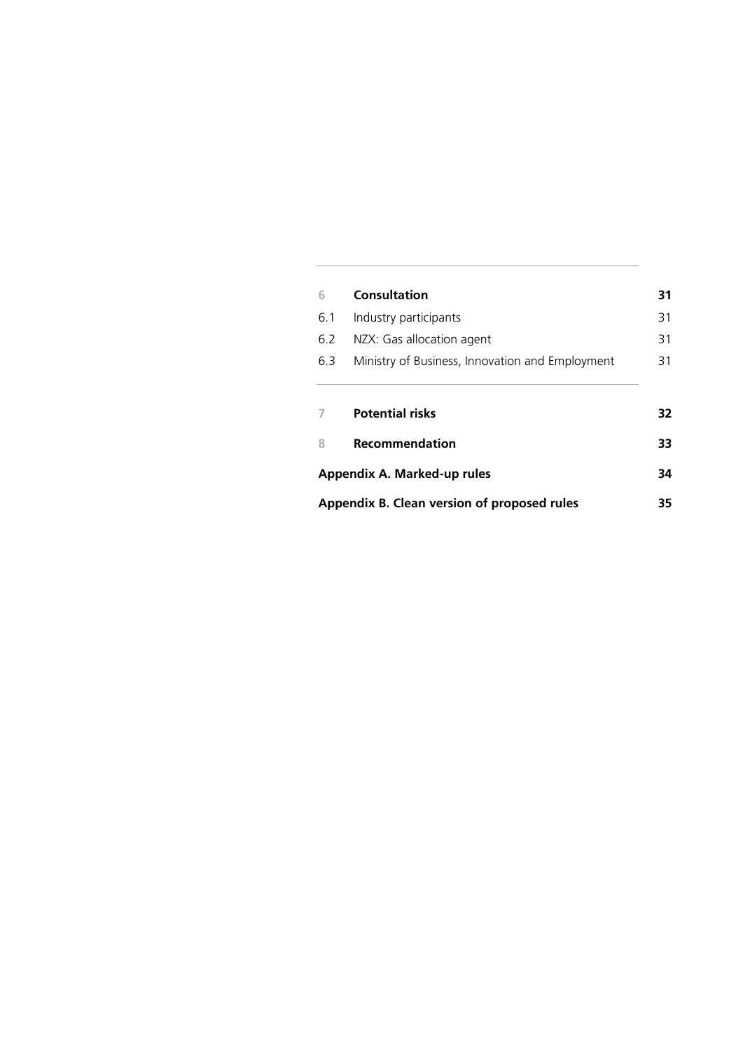| | | |
|---|---|---|
| 6 | **Consultation** | **31** |
| 6.1 | Industry participants | 31 |
| 6.2 | NZX: Gas allocation agent | 31 |
| 6.3 | Ministry of Business, Innovation and Employment | 31 |
| 7 | **Potential risks** | **32** |
| 8 | **Recommendation** | **33** |
| **Appendix A. Marked-up rules** | | **34** |
| **Appendix B. Clean version of proposed rules** | | **35** |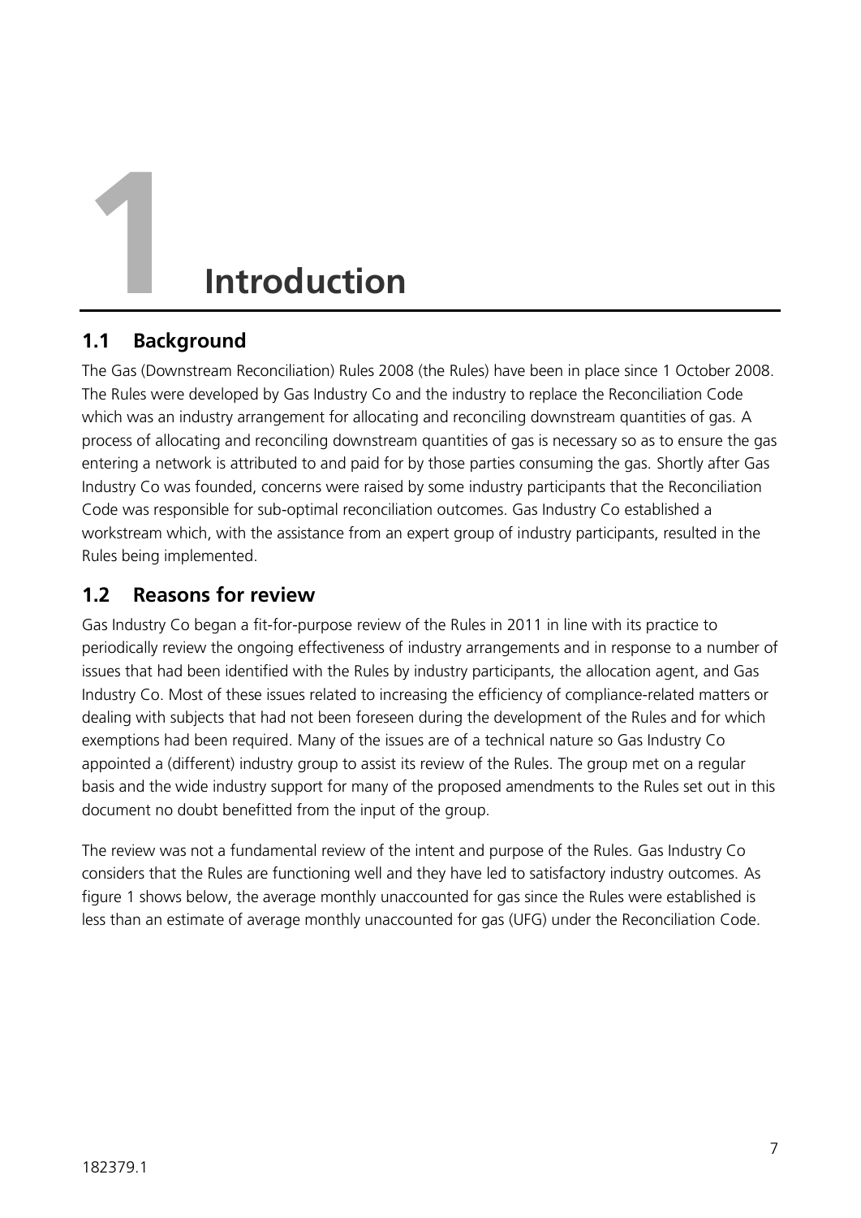# 1 Introduction

## 1.1 Background

The Gas (Downstream Reconciliation) Rules 2008 (the Rules) have been in place since 1 October 2008. The Rules were developed by Gas Industry Co and the industry to replace the Reconciliation Code which was an industry arrangement for allocating and reconciling downstream quantities of gas. A process of allocating and reconciling downstream quantities of gas is necessary so as to ensure the gas entering a network is attributed to and paid for by those parties consuming the gas. Shortly after Gas Industry Co was founded, concerns were raised by some industry participants that the Reconciliation Code was responsible for sub-optimal reconciliation outcomes. Gas Industry Co established a workstream which, with the assistance from an expert group of industry participants, resulted in the Rules being implemented.

## 1.2 Reasons for review

Gas Industry Co began a fit-for-purpose review of the Rules in 2011 in line with its practice to periodically review the ongoing effectiveness of industry arrangements and in response to a number of issues that had been identified with the Rules by industry participants, the allocation agent, and Gas Industry Co. Most of these issues related to increasing the efficiency of compliance-related matters or dealing with subjects that had not been foreseen during the development of the Rules and for which exemptions had been required. Many of the issues are of a technical nature so Gas Industry Co appointed a (different) industry group to assist its review of the Rules. The group met on a regular basis and the wide industry support for many of the proposed amendments to the Rules set out in this document no doubt benefitted from the input of the group.

The review was not a fundamental review of the intent and purpose of the Rules. Gas Industry Co considers that the Rules are functioning well and they have led to satisfactory industry outcomes. As figure 1 shows below, the average monthly unaccounted for gas since the Rules were established is less than an estimate of average monthly unaccounted for gas (UFG) under the Reconciliation Code.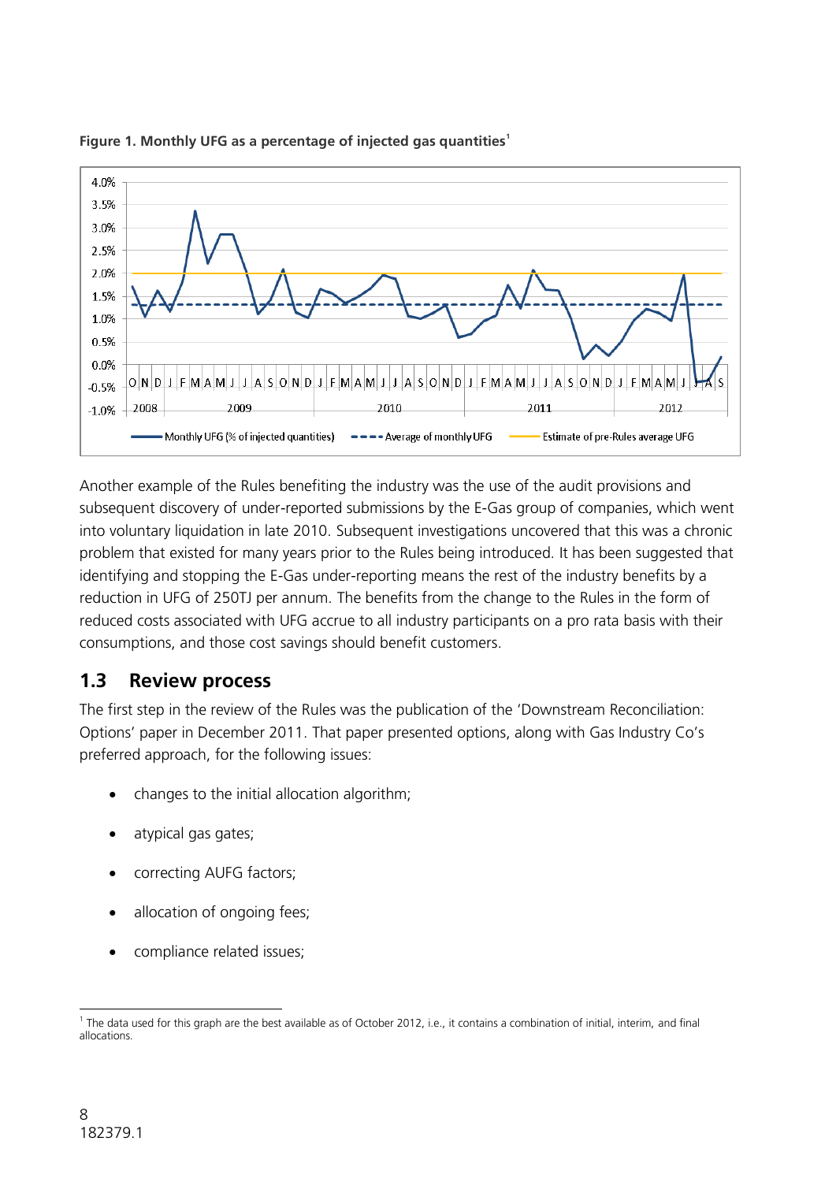**Figure 1. Monthly UFG as a percentage of injected gas quantities**[1]

Another example of the Rules benefiting the industry was the use of the audit provisions and subsequent discovery of under-reported submissions by the E-Gas group of companies, which went into voluntary liquidation in late 2010. Subsequent investigations uncovered that this was a chronic problem that existed for many years prior to the Rules being introduced. It has been suggested that identifying and stopping the E-Gas under-reporting means the rest of the industry benefits by a reduction in UFG of 250TJ per annum. The benefits from the change to the Rules in the form of reduced costs associated with UFG accrue to all industry participants on a pro rata basis with their consumptions, and those cost savings should benefit customers.

## 1.3 Review process

The first step in the review of the Rules was the publication of the 'Downstream Reconciliation: Options' paper in December 2011. That paper presented options, along with Gas Industry Co's preferred approach, for the following issues:

- changes to the initial allocation algorithm;
- atypical gas gates;
- correcting AUFG factors;
- allocation of ongoing fees;
- compliance related issues;

[1] The data used for this graph are the best available as of October 2012, i.e., it contains a combination of initial, interim, and final allocations.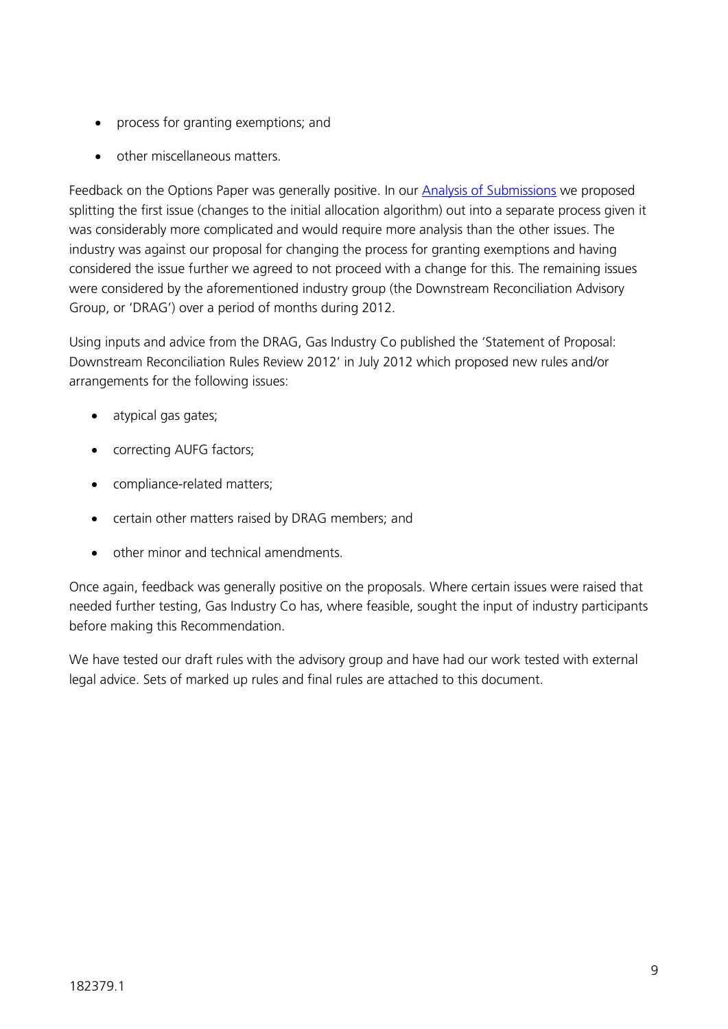- process for granting exemptions; and
- other miscellaneous matters.

Feedback on the Options Paper was generally positive. In our Analysis of Submissions we proposed splitting the first issue (changes to the initial allocation algorithm) out into a separate process given it was considerably more complicated and would require more analysis than the other issues. The industry was against our proposal for changing the process for granting exemptions and having considered the issue further we agreed to not proceed with a change for this. The remaining issues were considered by the aforementioned industry group (the Downstream Reconciliation Advisory Group, or 'DRAG') over a period of months during 2012.

Using inputs and advice from the DRAG, Gas Industry Co published the 'Statement of Proposal: Downstream Reconciliation Rules Review 2012' in July 2012 which proposed new rules and/or arrangements for the following issues:

- atypical gas gates;
- correcting AUFG factors;
- compliance-related matters;
- certain other matters raised by DRAG members; and
- other minor and technical amendments.

Once again, feedback was generally positive on the proposals. Where certain issues were raised that needed further testing, Gas Industry Co has, where feasible, sought the input of industry participants before making this Recommendation.

We have tested our draft rules with the advisory group and have had our work tested with external legal advice. Sets of marked up rules and final rules are attached to this document.

182379.1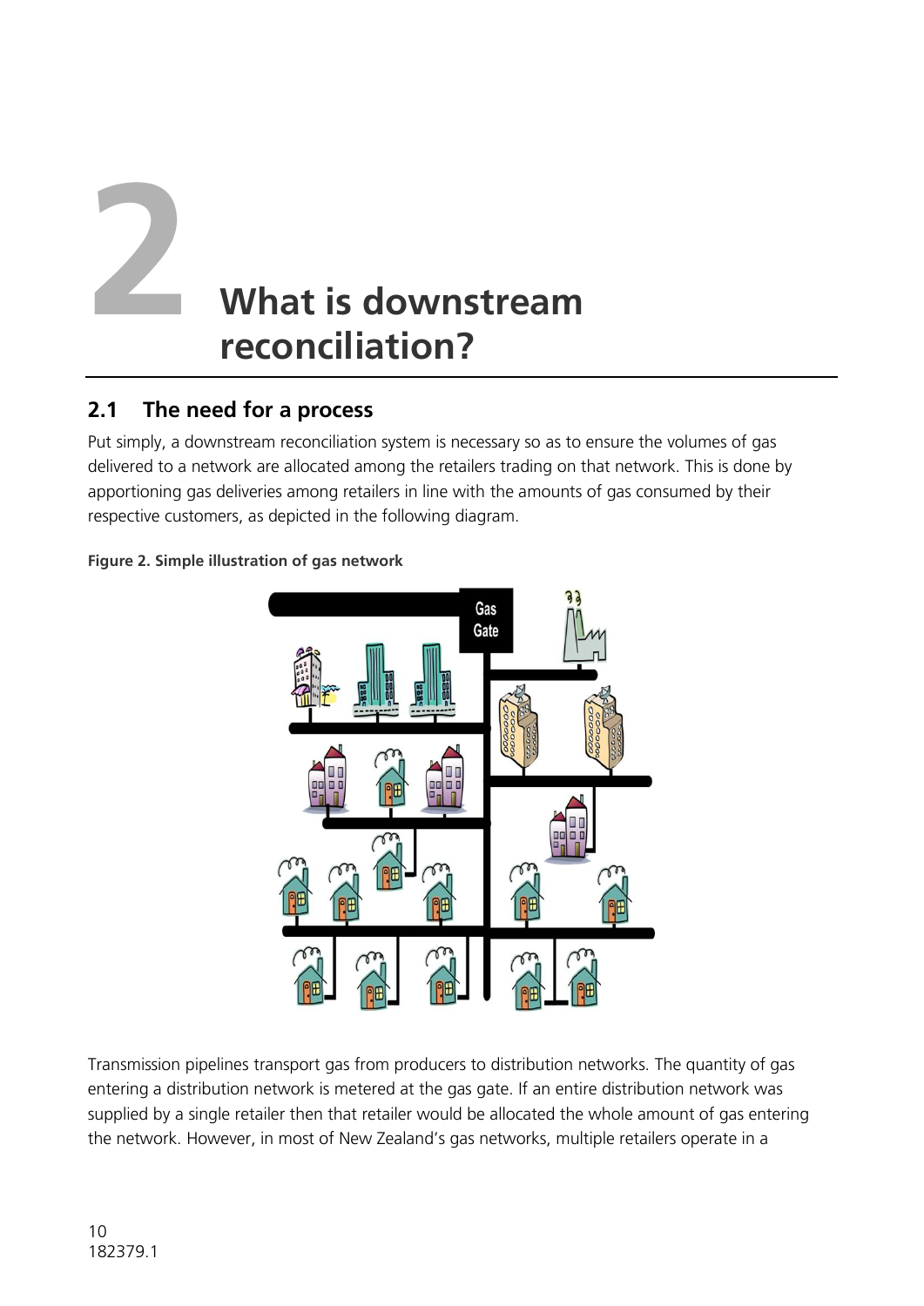# 2 What is downstream reconciliation?

## 2.1 The need for a process

Put simply, a downstream reconciliation system is necessary so as to ensure the volumes of gas delivered to a network are allocated among the retailers trading on that network. This is done by apportioning gas deliveries among retailers in line with the amounts of gas consumed by their respective customers, as depicted in the following diagram.

**Figure 2. Simple illustration of gas network**

Transmission pipelines transport gas from producers to distribution networks. The quantity of gas entering a distribution network is metered at the gas gate. If an entire distribution network was supplied by a single retailer then that retailer would be allocated the whole amount of gas entering the network. However, in most of New Zealand's gas networks, multiple retailers operate in a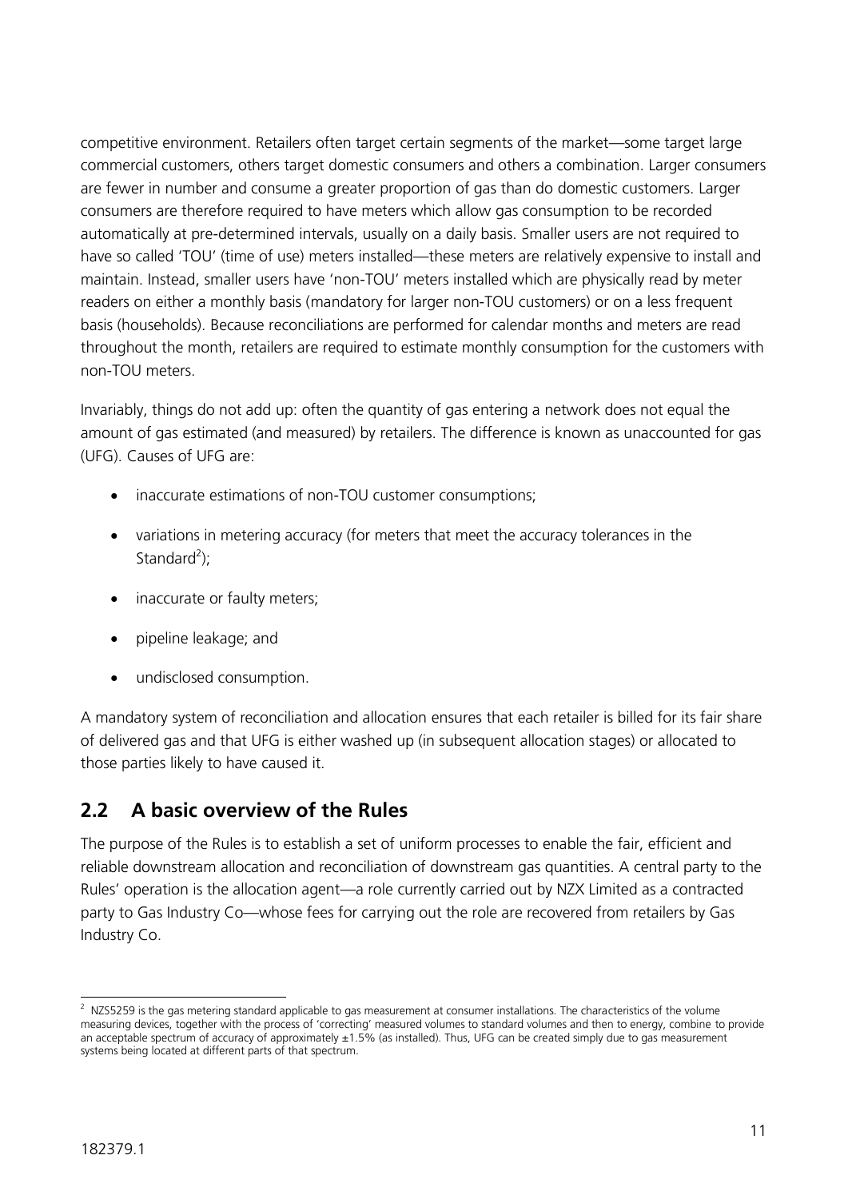competitive environment. Retailers often target certain segments of the market—some target large commercial customers, others target domestic consumers and others a combination. Larger consumers are fewer in number and consume a greater proportion of gas than do domestic customers. Larger consumers are therefore required to have meters which allow gas consumption to be recorded automatically at pre-determined intervals, usually on a daily basis. Smaller users are not required to have so called 'TOU' (time of use) meters installed—these meters are relatively expensive to install and maintain. Instead, smaller users have 'non-TOU' meters installed which are physically read by meter readers on either a monthly basis (mandatory for larger non-TOU customers) or on a less frequent basis (households). Because reconciliations are performed for calendar months and meters are read throughout the month, retailers are required to estimate monthly consumption for the customers with non-TOU meters.

Invariably, things do not add up: often the quantity of gas entering a network does not equal the amount of gas estimated (and measured) by retailers. The difference is known as unaccounted for gas (UFG). Causes of UFG are:

- inaccurate estimations of non-TOU customer consumptions;
- variations in metering accuracy (for meters that meet the accuracy tolerances in the Standard[2]);
- inaccurate or faulty meters;
- pipeline leakage; and
- undisclosed consumption.

A mandatory system of reconciliation and allocation ensures that each retailer is billed for its fair share of delivered gas and that UFG is either washed up (in subsequent allocation stages) or allocated to those parties likely to have caused it.

## 2.2 A basic overview of the Rules

The purpose of the Rules is to establish a set of uniform processes to enable the fair, efficient and reliable downstream allocation and reconciliation of downstream gas quantities. A central party to the Rules' operation is the allocation agent—a role currently carried out by NZX Limited as a contracted party to Gas Industry Co—whose fees for carrying out the role are recovered from retailers by Gas Industry Co.

---

[2] NZS5259 is the gas metering standard applicable to gas measurement at consumer installations. The characteristics of the volume measuring devices, together with the process of 'correcting' measured volumes to standard volumes and then to energy, combine to provide an acceptable spectrum of accuracy of approximately ±1.5% (as installed). Thus, UFG can be created simply due to gas measurement systems being located at different parts of that spectrum.

182379.1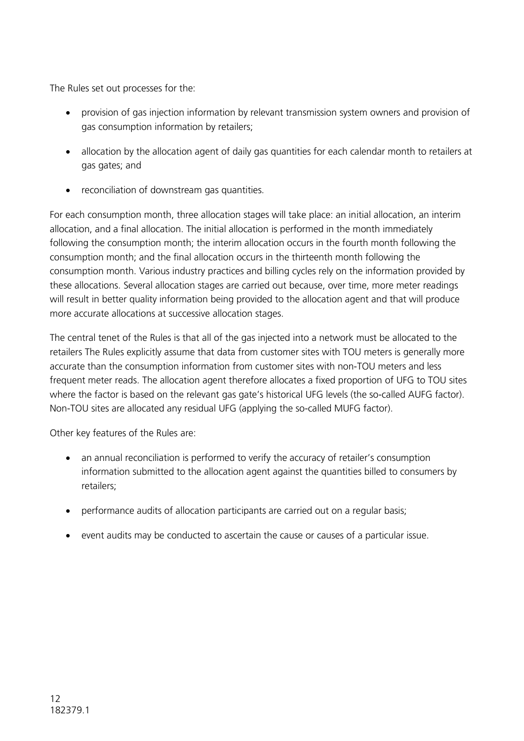The Rules set out processes for the:

- provision of gas injection information by relevant transmission system owners and provision of gas consumption information by retailers;
- allocation by the allocation agent of daily gas quantities for each calendar month to retailers at gas gates; and
- reconciliation of downstream gas quantities.

For each consumption month, three allocation stages will take place: an initial allocation, an interim allocation, and a final allocation. The initial allocation is performed in the month immediately following the consumption month; the interim allocation occurs in the fourth month following the consumption month; and the final allocation occurs in the thirteenth month following the consumption month. Various industry practices and billing cycles rely on the information provided by these allocations. Several allocation stages are carried out because, over time, more meter readings will result in better quality information being provided to the allocation agent and that will produce more accurate allocations at successive allocation stages.

The central tenet of the Rules is that all of the gas injected into a network must be allocated to the retailers The Rules explicitly assume that data from customer sites with TOU meters is generally more accurate than the consumption information from customer sites with non-TOU meters and less frequent meter reads. The allocation agent therefore allocates a fixed proportion of UFG to TOU sites where the factor is based on the relevant gas gate's historical UFG levels (the so-called AUFG factor). Non-TOU sites are allocated any residual UFG (applying the so-called MUFG factor).

Other key features of the Rules are:

- an annual reconciliation is performed to verify the accuracy of retailer's consumption information submitted to the allocation agent against the quantities billed to consumers by retailers;
- performance audits of allocation participants are carried out on a regular basis;
- event audits may be conducted to ascertain the cause or causes of a particular issue.

182379.1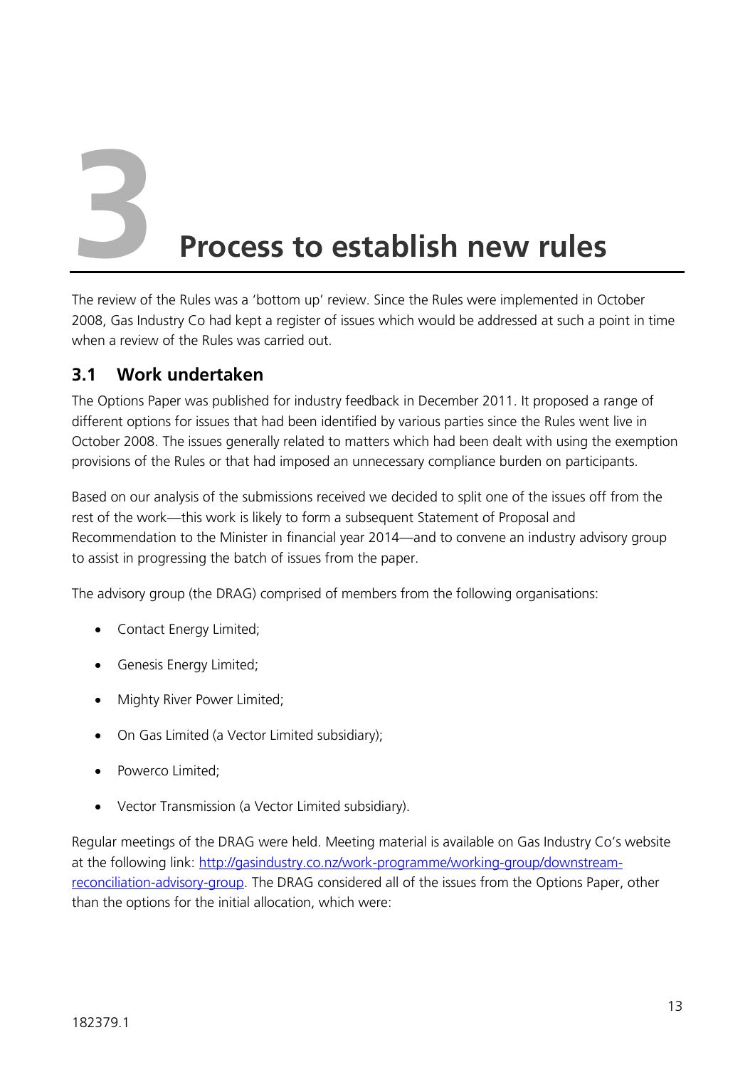# 3 Process to establish new rules

The review of the Rules was a 'bottom up' review. Since the Rules were implemented in October 2008, Gas Industry Co had kept a register of issues which would be addressed at such a point in time when a review of the Rules was carried out.

## 3.1 Work undertaken

The Options Paper was published for industry feedback in December 2011. It proposed a range of different options for issues that had been identified by various parties since the Rules went live in October 2008. The issues generally related to matters which had been dealt with using the exemption provisions of the Rules or that had imposed an unnecessary compliance burden on participants.

Based on our analysis of the submissions received we decided to split one of the issues off from the rest of the work—this work is likely to form a subsequent Statement of Proposal and Recommendation to the Minister in financial year 2014—and to convene an industry advisory group to assist in progressing the batch of issues from the paper.

The advisory group (the DRAG) comprised of members from the following organisations:

- Contact Energy Limited;
- Genesis Energy Limited;
- Mighty River Power Limited;
- On Gas Limited (a Vector Limited subsidiary);
- Powerco Limited;
- Vector Transmission (a Vector Limited subsidiary).

Regular meetings of the DRAG were held. Meeting material is available on Gas Industry Co's website at the following link: [http://gasindustry.co.nz/work-programme/working-group/downstream-reconciliation-advisory-group](http://gasindustry.co.nz/work-programme/working-group/downstream-reconciliation-advisory-group). The DRAG considered all of the issues from the Options Paper, other than the options for the initial allocation, which were:

182379.1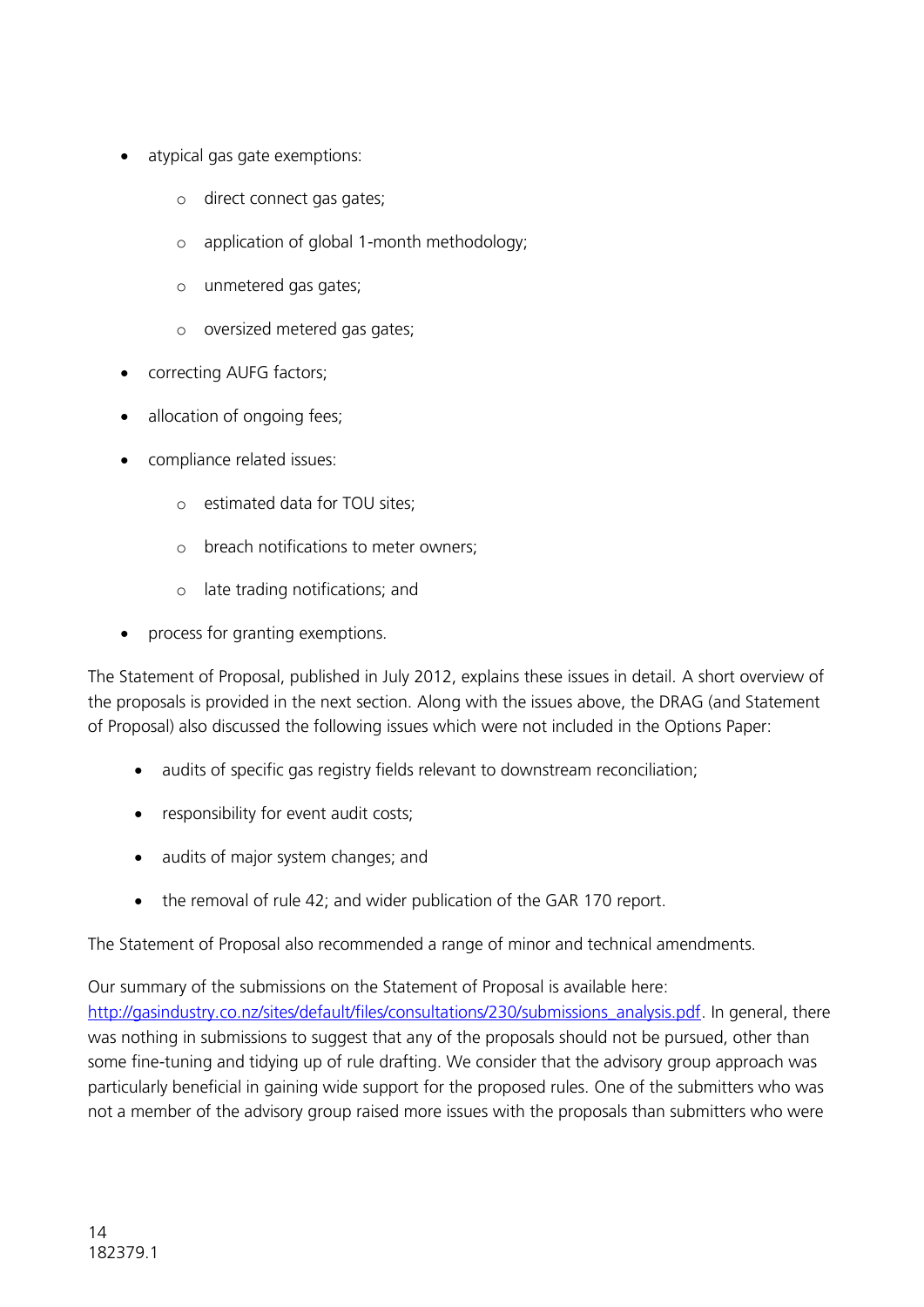- atypical gas gate exemptions:
    - direct connect gas gates;
    - application of global 1-month methodology;
    - unmetered gas gates;
    - oversized metered gas gates;
- correcting AUFG factors;
- allocation of ongoing fees;
- compliance related issues:
    - estimated data for TOU sites;
    - breach notifications to meter owners;
    - late trading notifications; and
- process for granting exemptions.

The Statement of Proposal, published in July 2012, explains these issues in detail. A short overview of the proposals is provided in the next section. Along with the issues above, the DRAG (and Statement of Proposal) also discussed the following issues which were not included in the Options Paper:

- audits of specific gas registry fields relevant to downstream reconciliation;
- responsibility for event audit costs;
- audits of major system changes; and
- the removal of rule 42; and wider publication of the GAR 170 report.

The Statement of Proposal also recommended a range of minor and technical amendments.

Our summary of the submissions on the Statement of Proposal is available here: [http://gasindustry.co.nz/sites/default/files/consultations/230/submissions_analysis.pdf](http://gasindustry.co.nz/sites/default/files/consultations/230/submissions_analysis.pdf). In general, there was nothing in submissions to suggest that any of the proposals should not be pursued, other than some fine-tuning and tidying up of rule drafting. We consider that the advisory group approach was particularly beneficial in gaining wide support for the proposed rules. One of the submitters who was not a member of the advisory group raised more issues with the proposals than submitters who were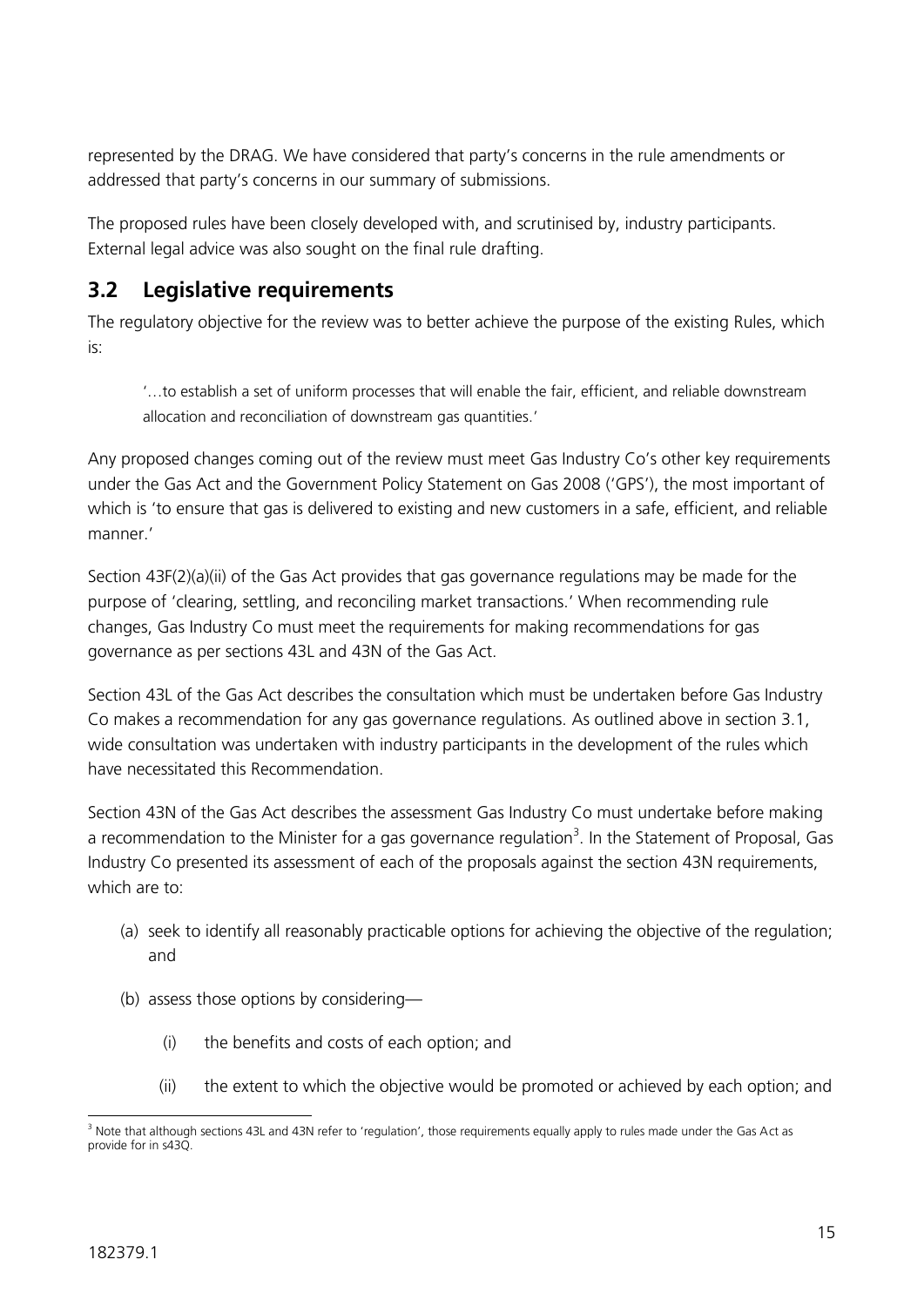represented by the DRAG. We have considered that party's concerns in the rule amendments or addressed that party's concerns in our summary of submissions.

The proposed rules have been closely developed with, and scrutinised by, industry participants. External legal advice was also sought on the final rule drafting.

## 3.2 Legislative requirements

The regulatory objective for the review was to better achieve the purpose of the existing Rules, which is:

> '…to establish a set of uniform processes that will enable the fair, efficient, and reliable downstream allocation and reconciliation of downstream gas quantities.'

Any proposed changes coming out of the review must meet Gas Industry Co's other key requirements under the Gas Act and the Government Policy Statement on Gas 2008 ('GPS'), the most important of which is 'to ensure that gas is delivered to existing and new customers in a safe, efficient, and reliable manner.'

Section 43F(2)(a)(ii) of the Gas Act provides that gas governance regulations may be made for the purpose of 'clearing, settling, and reconciling market transactions.' When recommending rule changes, Gas Industry Co must meet the requirements for making recommendations for gas governance as per sections 43L and 43N of the Gas Act.

Section 43L of the Gas Act describes the consultation which must be undertaken before Gas Industry Co makes a recommendation for any gas governance regulations. As outlined above in section 3.1, wide consultation was undertaken with industry participants in the development of the rules which have necessitated this Recommendation.

Section 43N of the Gas Act describes the assessment Gas Industry Co must undertake before making a recommendation to the Minister for a gas governance regulation[3]. In the Statement of Proposal, Gas Industry Co presented its assessment of each of the proposals against the section 43N requirements, which are to:

(a) seek to identify all reasonably practicable options for achieving the objective of the regulation; and

(b) assess those options by considering—

   (i) the benefits and costs of each option; and

   (ii) the extent to which the objective would be promoted or achieved by each option; and

---

[3] Note that although sections 43L and 43N refer to 'regulation', those requirements equally apply to rules made under the Gas Act as provide for in s43Q.

182379.1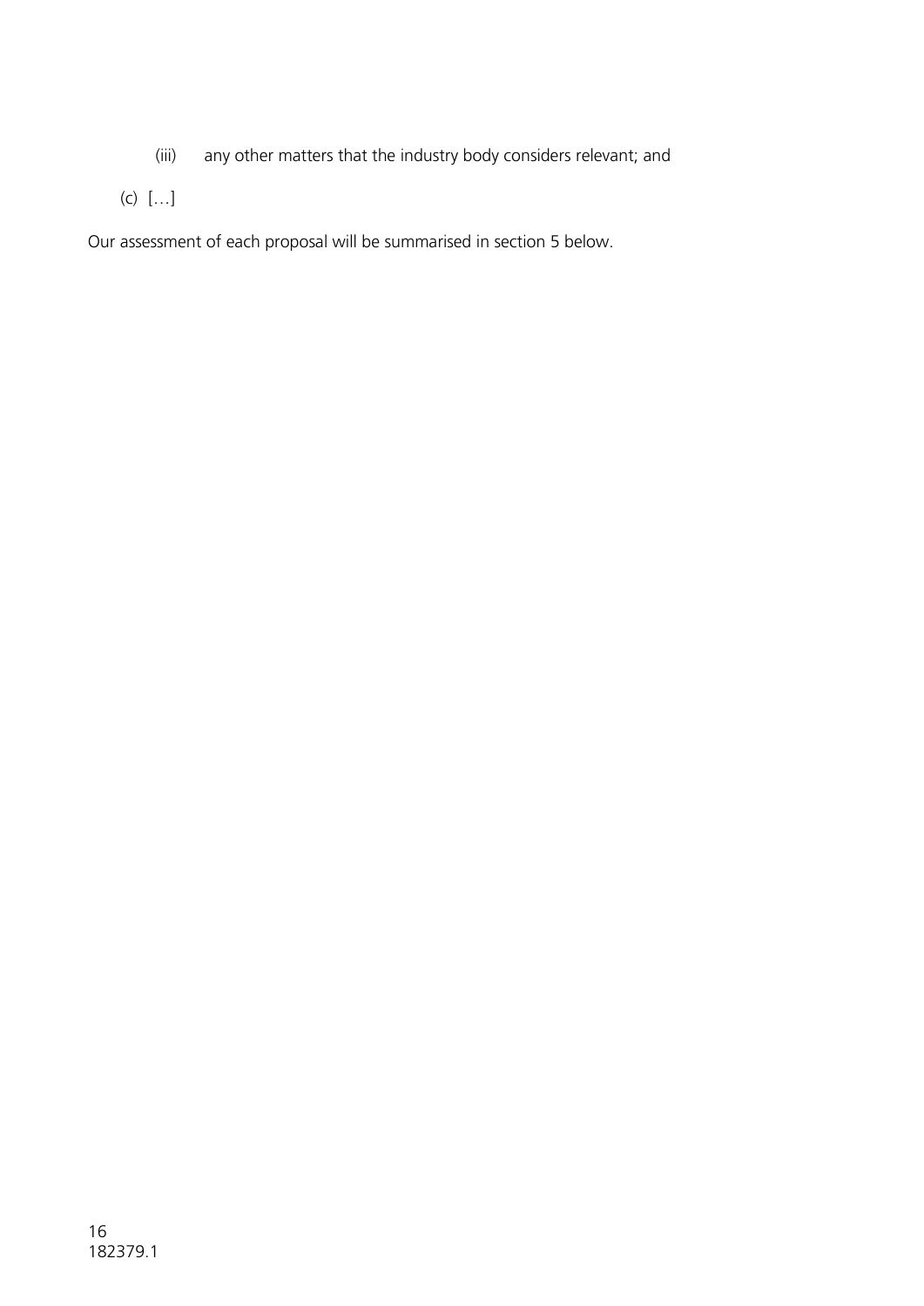(iii) any other matters that the industry body considers relevant; and

(c) […]

Our assessment of each proposal will be summarised in section 5 below.

182379.1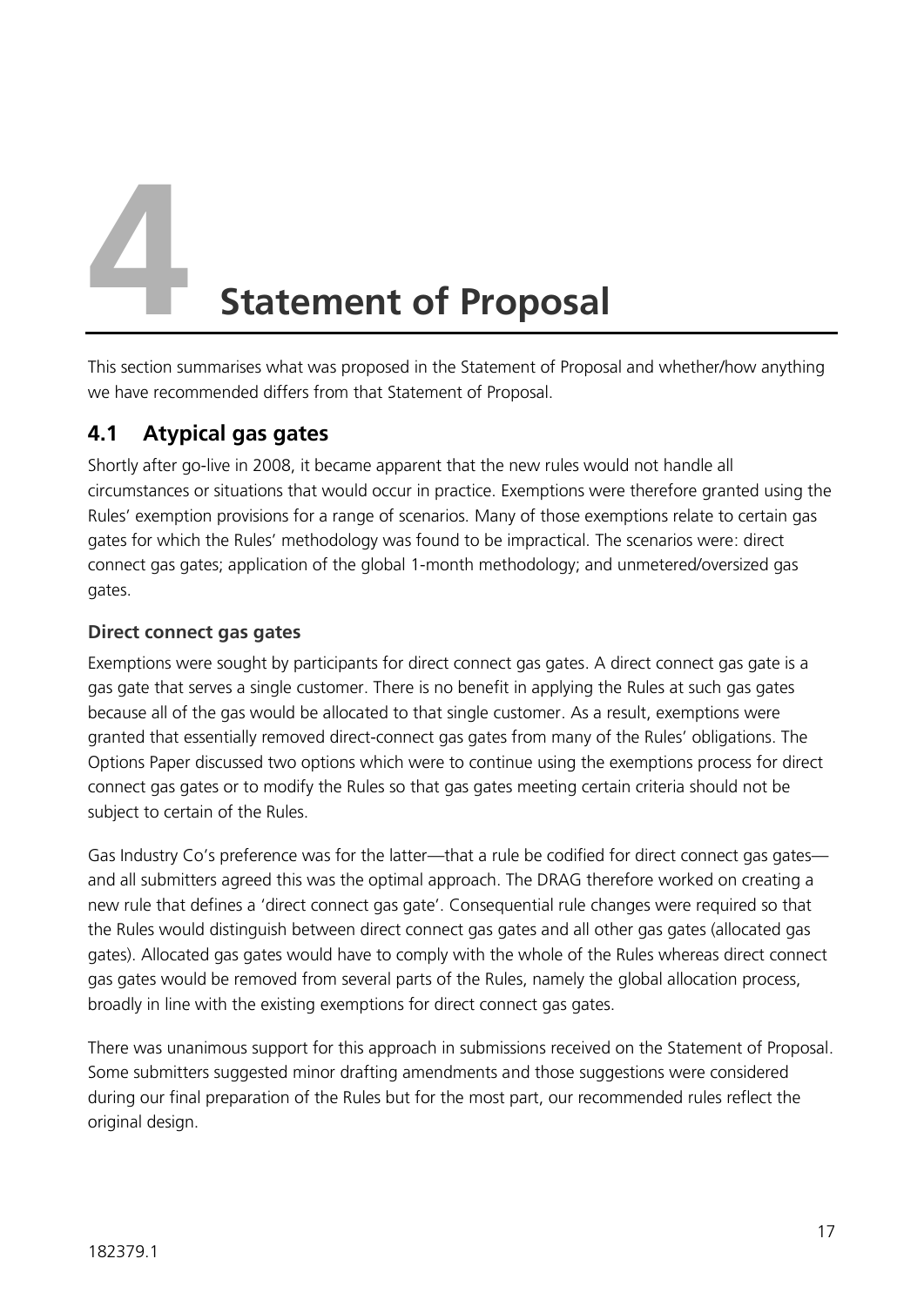# 4 Statement of Proposal

This section summarises what was proposed in the Statement of Proposal and whether/how anything we have recommended differs from that Statement of Proposal.

## 4.1 Atypical gas gates

Shortly after go-live in 2008, it became apparent that the new rules would not handle all circumstances or situations that would occur in practice. Exemptions were therefore granted using the Rules' exemption provisions for a range of scenarios. Many of those exemptions relate to certain gas gates for which the Rules' methodology was found to be impractical. The scenarios were: direct connect gas gates; application of the global 1-month methodology; and unmetered/oversized gas gates.

### Direct connect gas gates

Exemptions were sought by participants for direct connect gas gates. A direct connect gas gate is a gas gate that serves a single customer. There is no benefit in applying the Rules at such gas gates because all of the gas would be allocated to that single customer. As a result, exemptions were granted that essentially removed direct-connect gas gates from many of the Rules' obligations. The Options Paper discussed two options which were to continue using the exemptions process for direct connect gas gates or to modify the Rules so that gas gates meeting certain criteria should not be subject to certain of the Rules.

Gas Industry Co's preference was for the latter—that a rule be codified for direct connect gas gates—and all submitters agreed this was the optimal approach. The DRAG therefore worked on creating a new rule that defines a 'direct connect gas gate'. Consequential rule changes were required so that the Rules would distinguish between direct connect gas gates and all other gas gates (allocated gas gates). Allocated gas gates would have to comply with the whole of the Rules whereas direct connect gas gates would be removed from several parts of the Rules, namely the global allocation process, broadly in line with the existing exemptions for direct connect gas gates.

There was unanimous support for this approach in submissions received on the Statement of Proposal. Some submitters suggested minor drafting amendments and those suggestions were considered during our final preparation of the Rules but for the most part, our recommended rules reflect the original design.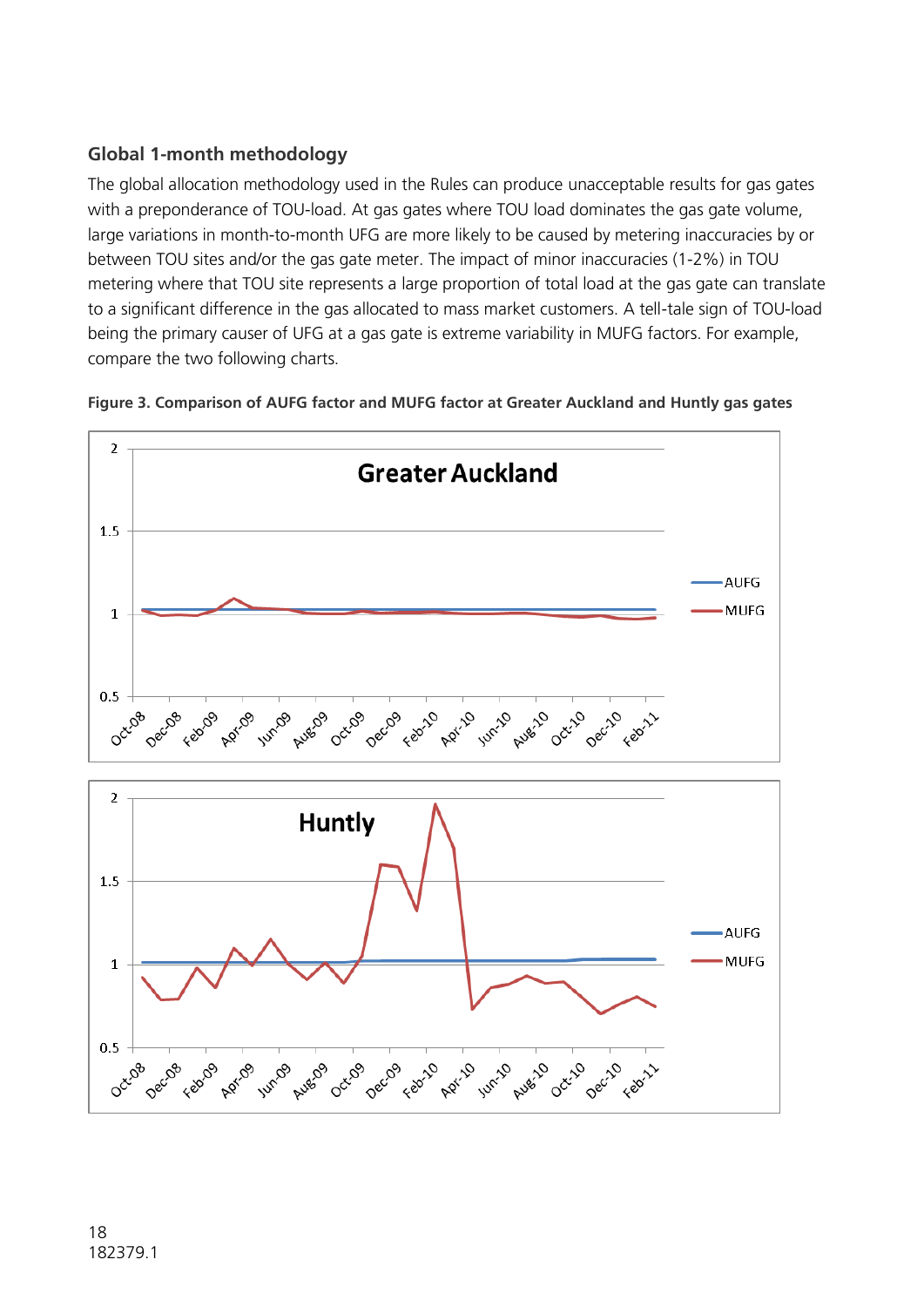## Global 1-month methodology

The global allocation methodology used in the Rules can produce unacceptable results for gas gates with a preponderance of TOU-load. At gas gates where TOU load dominates the gas gate volume, large variations in month-to-month UFG are more likely to be caused by metering inaccuracies by or between TOU sites and/or the gas gate meter. The impact of minor inaccuracies (1-2%) in TOU metering where that TOU site represents a large proportion of total load at the gas gate can translate to a significant difference in the gas allocated to mass market customers. A tell-tale sign of TOU-load being the primary causer of UFG at a gas gate is extreme variability in MUFG factors. For example, compare the two following charts.

**Figure 3. Comparison of AUFG factor and MUFG factor at Greater Auckland and Huntly gas gates**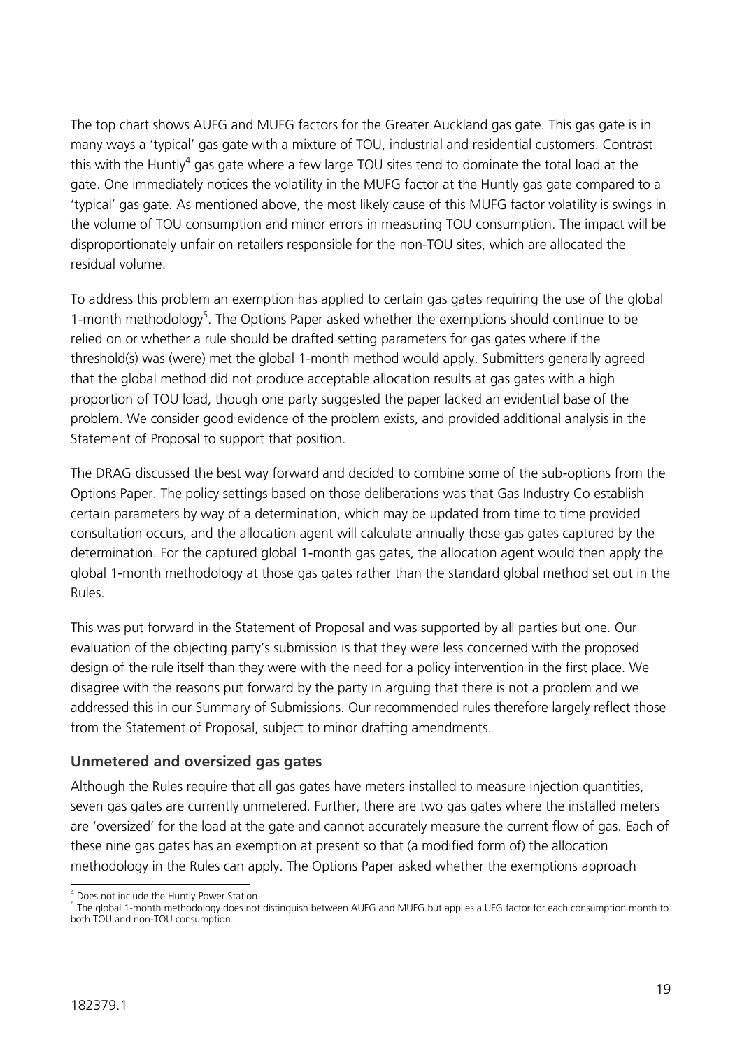The top chart shows AUFG and MUFG factors for the Greater Auckland gas gate. This gas gate is in many ways a 'typical' gas gate with a mixture of TOU, industrial and residential customers. Contrast this with the Huntly[4] gas gate where a few large TOU sites tend to dominate the total load at the gate. One immediately notices the volatility in the MUFG factor at the Huntly gas gate compared to a 'typical' gas gate. As mentioned above, the most likely cause of this MUFG factor volatility is swings in the volume of TOU consumption and minor errors in measuring TOU consumption. The impact will be disproportionately unfair on retailers responsible for the non-TOU sites, which are allocated the residual volume.

To address this problem an exemption has applied to certain gas gates requiring the use of the global 1-month methodology[5]. The Options Paper asked whether the exemptions should continue to be relied on or whether a rule should be drafted setting parameters for gas gates where if the threshold(s) was (were) met the global 1-month method would apply. Submitters generally agreed that the global method did not produce acceptable allocation results at gas gates with a high proportion of TOU load, though one party suggested the paper lacked an evidential base of the problem. We consider good evidence of the problem exists, and provided additional analysis in the Statement of Proposal to support that position.

The DRAG discussed the best way forward and decided to combine some of the sub-options from the Options Paper. The policy settings based on those deliberations was that Gas Industry Co establish certain parameters by way of a determination, which may be updated from time to time provided consultation occurs, and the allocation agent will calculate annually those gas gates captured by the determination. For the captured global 1-month gas gates, the allocation agent would then apply the global 1-month methodology at those gas gates rather than the standard global method set out in the Rules.

This was put forward in the Statement of Proposal and was supported by all parties but one. Our evaluation of the objecting party's submission is that they were less concerned with the proposed design of the rule itself than they were with the need for a policy intervention in the first place. We disagree with the reasons put forward by the party in arguing that there is not a problem and we addressed this in our Summary of Submissions. Our recommended rules therefore largely reflect those from the Statement of Proposal, subject to minor drafting amendments.

### Unmetered and oversized gas gates

Although the Rules require that all gas gates have meters installed to measure injection quantities, seven gas gates are currently unmetered. Further, there are two gas gates where the installed meters are 'oversized' for the load at the gate and cannot accurately measure the current flow of gas. Each of these nine gas gates has an exemption at present so that (a modified form of) the allocation methodology in the Rules can apply. The Options Paper asked whether the exemptions approach

---

[4] Does not include the Huntly Power Station

[5] The global 1-month methodology does not distinguish between AUFG and MUFG but applies a UFG factor for each consumption month to both TOU and non-TOU consumption.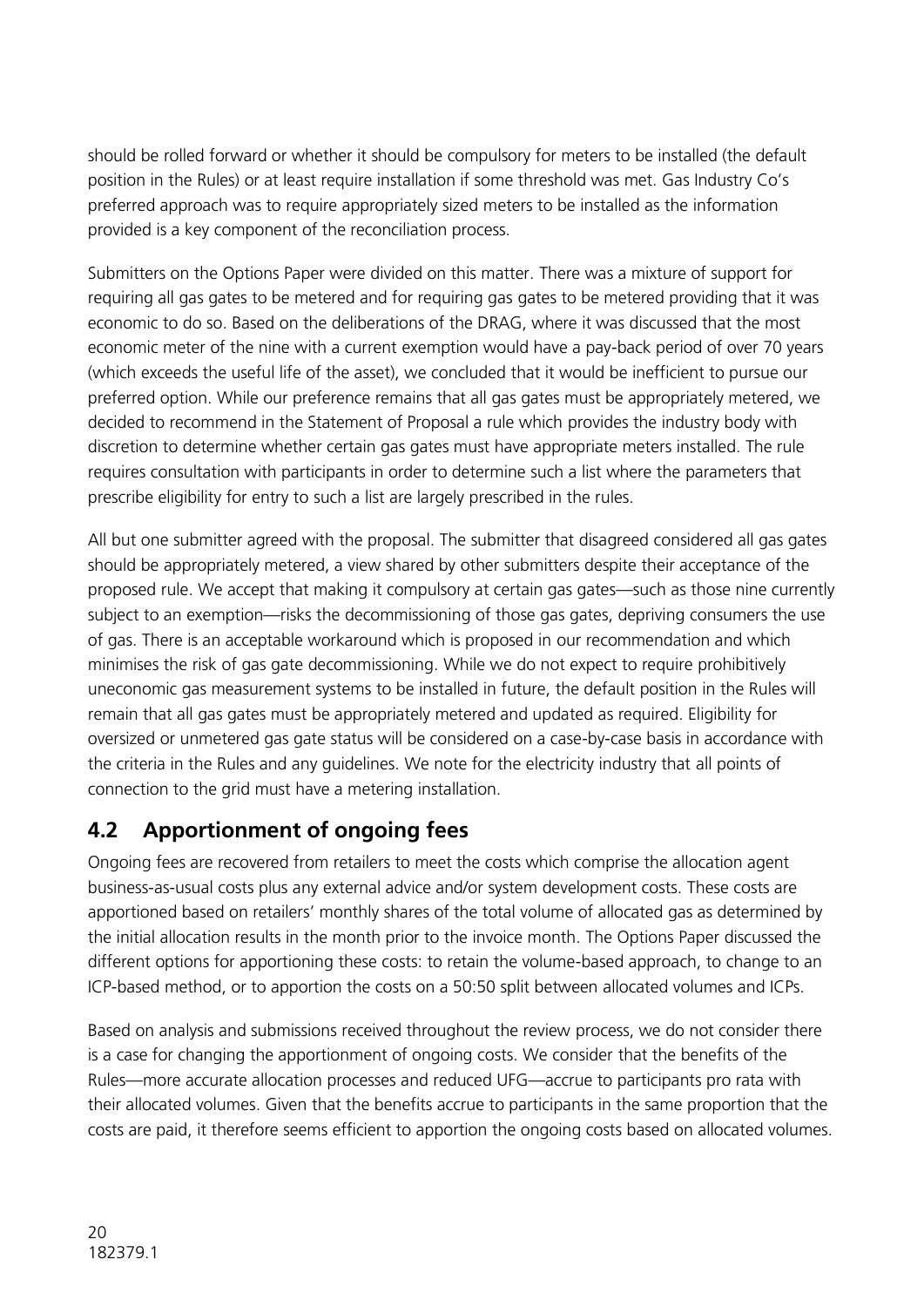should be rolled forward or whether it should be compulsory for meters to be installed (the default position in the Rules) or at least require installation if some threshold was met. Gas Industry Co's preferred approach was to require appropriately sized meters to be installed as the information provided is a key component of the reconciliation process.

Submitters on the Options Paper were divided on this matter. There was a mixture of support for requiring all gas gates to be metered and for requiring gas gates to be metered providing that it was economic to do so. Based on the deliberations of the DRAG, where it was discussed that the most economic meter of the nine with a current exemption would have a pay-back period of over 70 years (which exceeds the useful life of the asset), we concluded that it would be inefficient to pursue our preferred option. While our preference remains that all gas gates must be appropriately metered, we decided to recommend in the Statement of Proposal a rule which provides the industry body with discretion to determine whether certain gas gates must have appropriate meters installed. The rule requires consultation with participants in order to determine such a list where the parameters that prescribe eligibility for entry to such a list are largely prescribed in the rules.

All but one submitter agreed with the proposal. The submitter that disagreed considered all gas gates should be appropriately metered, a view shared by other submitters despite their acceptance of the proposed rule. We accept that making it compulsory at certain gas gates—such as those nine currently subject to an exemption—risks the decommissioning of those gas gates, depriving consumers the use of gas. There is an acceptable workaround which is proposed in our recommendation and which minimises the risk of gas gate decommissioning. While we do not expect to require prohibitively uneconomic gas measurement systems to be installed in future, the default position in the Rules will remain that all gas gates must be appropriately metered and updated as required. Eligibility for oversized or unmetered gas gate status will be considered on a case-by-case basis in accordance with the criteria in the Rules and any guidelines. We note for the electricity industry that all points of connection to the grid must have a metering installation.

## 4.2 Apportionment of ongoing fees

Ongoing fees are recovered from retailers to meet the costs which comprise the allocation agent business-as-usual costs plus any external advice and/or system development costs. These costs are apportioned based on retailers' monthly shares of the total volume of allocated gas as determined by the initial allocation results in the month prior to the invoice month. The Options Paper discussed the different options for apportioning these costs: to retain the volume-based approach, to change to an ICP-based method, or to apportion the costs on a 50:50 split between allocated volumes and ICPs.

Based on analysis and submissions received throughout the review process, we do not consider there is a case for changing the apportionment of ongoing costs. We consider that the benefits of the Rules—more accurate allocation processes and reduced UFG—accrue to participants pro rata with their allocated volumes. Given that the benefits accrue to participants in the same proportion that the costs are paid, it therefore seems efficient to apportion the ongoing costs based on allocated volumes.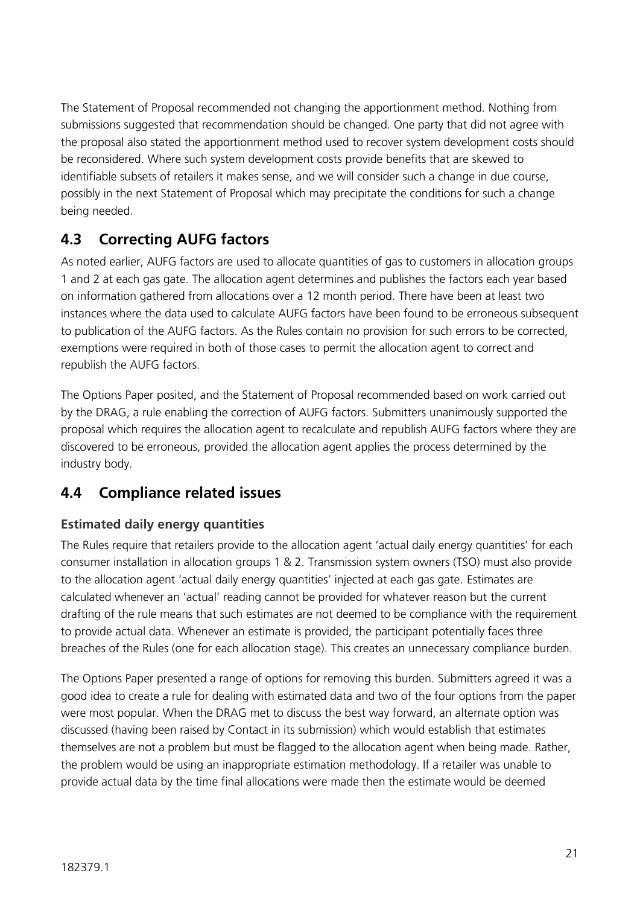The Statement of Proposal recommended not changing the apportionment method. Nothing from submissions suggested that recommendation should be changed. One party that did not agree with the proposal also stated the apportionment method used to recover system development costs should be reconsidered. Where such system development costs provide benefits that are skewed to identifiable subsets of retailers it makes sense, and we will consider such a change in due course, possibly in the next Statement of Proposal which may precipitate the conditions for such a change being needed.

## 4.3 Correcting AUFG factors

As noted earlier, AUFG factors are used to allocate quantities of gas to customers in allocation groups 1 and 2 at each gas gate. The allocation agent determines and publishes the factors each year based on information gathered from allocations over a 12 month period. There have been at least two instances where the data used to calculate AUFG factors have been found to be erroneous subsequent to publication of the AUFG factors. As the Rules contain no provision for such errors to be corrected, exemptions were required in both of those cases to permit the allocation agent to correct and republish the AUFG factors.

The Options Paper posited, and the Statement of Proposal recommended based on work carried out by the DRAG, a rule enabling the correction of AUFG factors. Submitters unanimously supported the proposal which requires the allocation agent to recalculate and republish AUFG factors where they are discovered to be erroneous, provided the allocation agent applies the process determined by the industry body.

## 4.4 Compliance related issues

### Estimated daily energy quantities

The Rules require that retailers provide to the allocation agent 'actual daily energy quantities' for each consumer installation in allocation groups 1 & 2. Transmission system owners (TSO) must also provide to the allocation agent 'actual daily energy quantities' injected at each gas gate. Estimates are calculated whenever an 'actual' reading cannot be provided for whatever reason but the current drafting of the rule means that such estimates are not deemed to be compliance with the requirement to provide actual data. Whenever an estimate is provided, the participant potentially faces three breaches of the Rules (one for each allocation stage). This creates an unnecessary compliance burden.

The Options Paper presented a range of options for removing this burden. Submitters agreed it was a good idea to create a rule for dealing with estimated data and two of the four options from the paper were most popular. When the DRAG met to discuss the best way forward, an alternate option was discussed (having been raised by Contact in its submission) which would establish that estimates themselves are not a problem but must be flagged to the allocation agent when being made. Rather, the problem would be using an inappropriate estimation methodology. If a retailer was unable to provide actual data by the time final allocations were made then the estimate would be deemed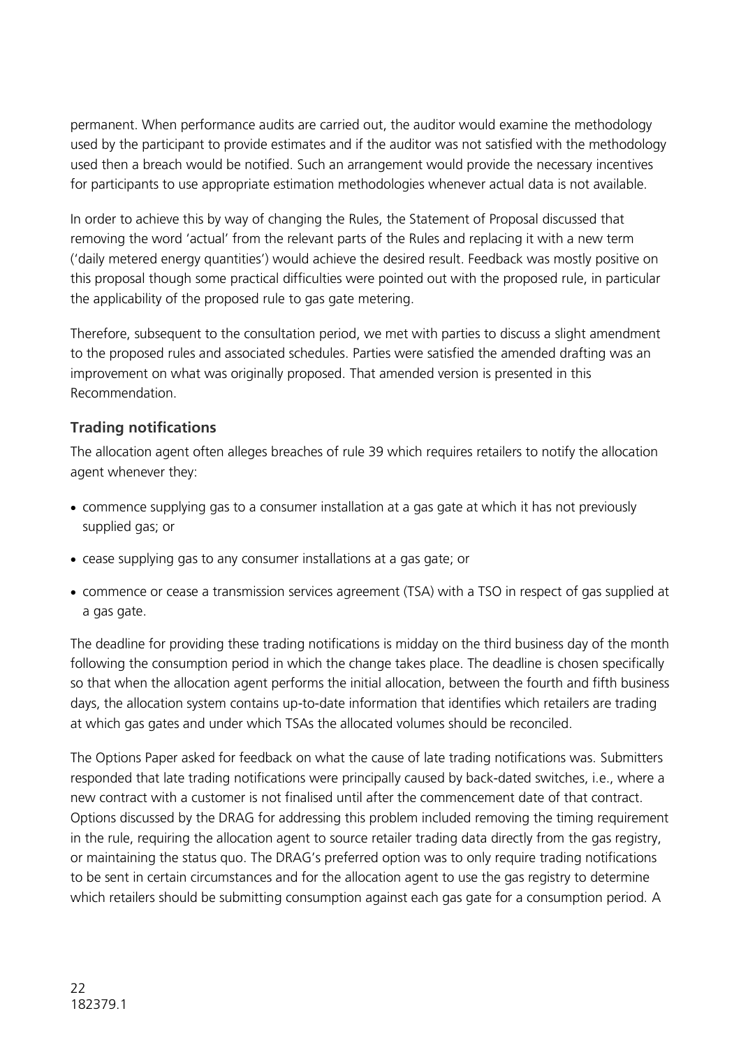permanent. When performance audits are carried out, the auditor would examine the methodology used by the participant to provide estimates and if the auditor was not satisfied with the methodology used then a breach would be notified. Such an arrangement would provide the necessary incentives for participants to use appropriate estimation methodologies whenever actual data is not available.

In order to achieve this by way of changing the Rules, the Statement of Proposal discussed that removing the word 'actual' from the relevant parts of the Rules and replacing it with a new term ('daily metered energy quantities') would achieve the desired result. Feedback was mostly positive on this proposal though some practical difficulties were pointed out with the proposed rule, in particular the applicability of the proposed rule to gas gate metering.

Therefore, subsequent to the consultation period, we met with parties to discuss a slight amendment to the proposed rules and associated schedules. Parties were satisfied the amended drafting was an improvement on what was originally proposed. That amended version is presented in this Recommendation.

### Trading notifications

The allocation agent often alleges breaches of rule 39 which requires retailers to notify the allocation agent whenever they:

- commence supplying gas to a consumer installation at a gas gate at which it has not previously supplied gas; or
- cease supplying gas to any consumer installations at a gas gate; or
- commence or cease a transmission services agreement (TSA) with a TSO in respect of gas supplied at a gas gate.

The deadline for providing these trading notifications is midday on the third business day of the month following the consumption period in which the change takes place. The deadline is chosen specifically so that when the allocation agent performs the initial allocation, between the fourth and fifth business days, the allocation system contains up-to-date information that identifies which retailers are trading at which gas gates and under which TSAs the allocated volumes should be reconciled.

The Options Paper asked for feedback on what the cause of late trading notifications was. Submitters responded that late trading notifications were principally caused by back-dated switches, i.e., where a new contract with a customer is not finalised until after the commencement date of that contract. Options discussed by the DRAG for addressing this problem included removing the timing requirement in the rule, requiring the allocation agent to source retailer trading data directly from the gas registry, or maintaining the status quo. The DRAG's preferred option was to only require trading notifications to be sent in certain circumstances and for the allocation agent to use the gas registry to determine which retailers should be submitting consumption against each gas gate for a consumption period. A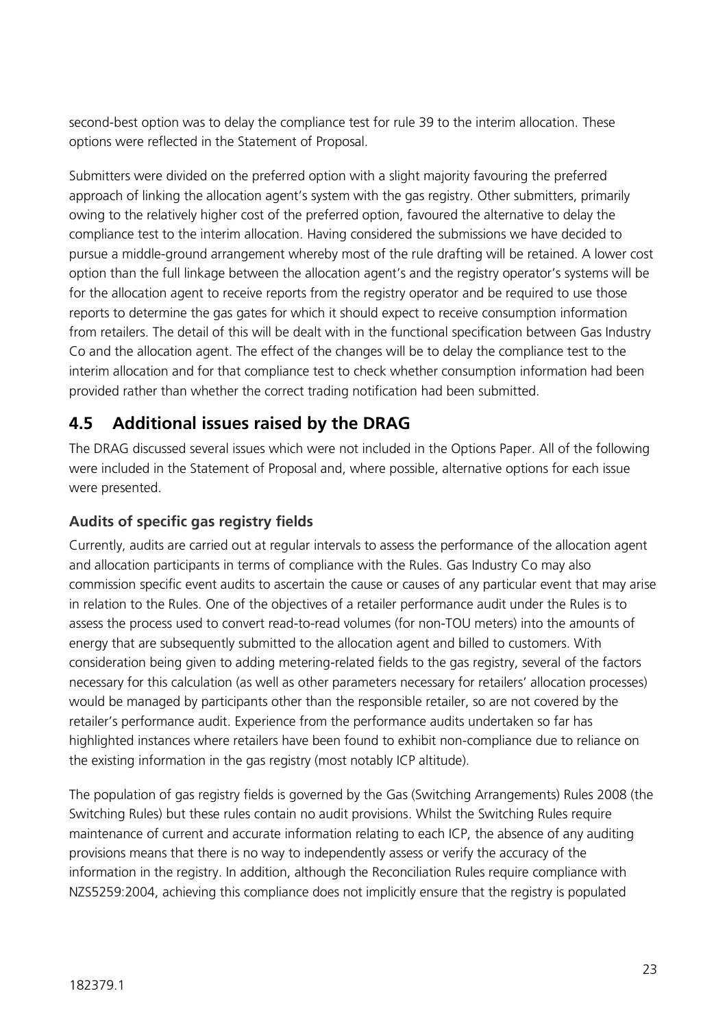second-best option was to delay the compliance test for rule 39 to the interim allocation. These options were reflected in the Statement of Proposal.

Submitters were divided on the preferred option with a slight majority favouring the preferred approach of linking the allocation agent's system with the gas registry. Other submitters, primarily owing to the relatively higher cost of the preferred option, favoured the alternative to delay the compliance test to the interim allocation. Having considered the submissions we have decided to pursue a middle-ground arrangement whereby most of the rule drafting will be retained. A lower cost option than the full linkage between the allocation agent's and the registry operator's systems will be for the allocation agent to receive reports from the registry operator and be required to use those reports to determine the gas gates for which it should expect to receive consumption information from retailers. The detail of this will be dealt with in the functional specification between Gas Industry Co and the allocation agent. The effect of the changes will be to delay the compliance test to the interim allocation and for that compliance test to check whether consumption information had been provided rather than whether the correct trading notification had been submitted.

## 4.5 Additional issues raised by the DRAG

The DRAG discussed several issues which were not included in the Options Paper. All of the following were included in the Statement of Proposal and, where possible, alternative options for each issue were presented.

### Audits of specific gas registry fields

Currently, audits are carried out at regular intervals to assess the performance of the allocation agent and allocation participants in terms of compliance with the Rules. Gas Industry Co may also commission specific event audits to ascertain the cause or causes of any particular event that may arise in relation to the Rules. One of the objectives of a retailer performance audit under the Rules is to assess the process used to convert read-to-read volumes (for non-TOU meters) into the amounts of energy that are subsequently submitted to the allocation agent and billed to customers. With consideration being given to adding metering-related fields to the gas registry, several of the factors necessary for this calculation (as well as other parameters necessary for retailers' allocation processes) would be managed by participants other than the responsible retailer, so are not covered by the retailer's performance audit. Experience from the performance audits undertaken so far has highlighted instances where retailers have been found to exhibit non-compliance due to reliance on the existing information in the gas registry (most notably ICP altitude).

The population of gas registry fields is governed by the Gas (Switching Arrangements) Rules 2008 (the Switching Rules) but these rules contain no audit provisions. Whilst the Switching Rules require maintenance of current and accurate information relating to each ICP, the absence of any auditing provisions means that there is no way to independently assess or verify the accuracy of the information in the registry. In addition, although the Reconciliation Rules require compliance with NZS5259:2004, achieving this compliance does not implicitly ensure that the registry is populated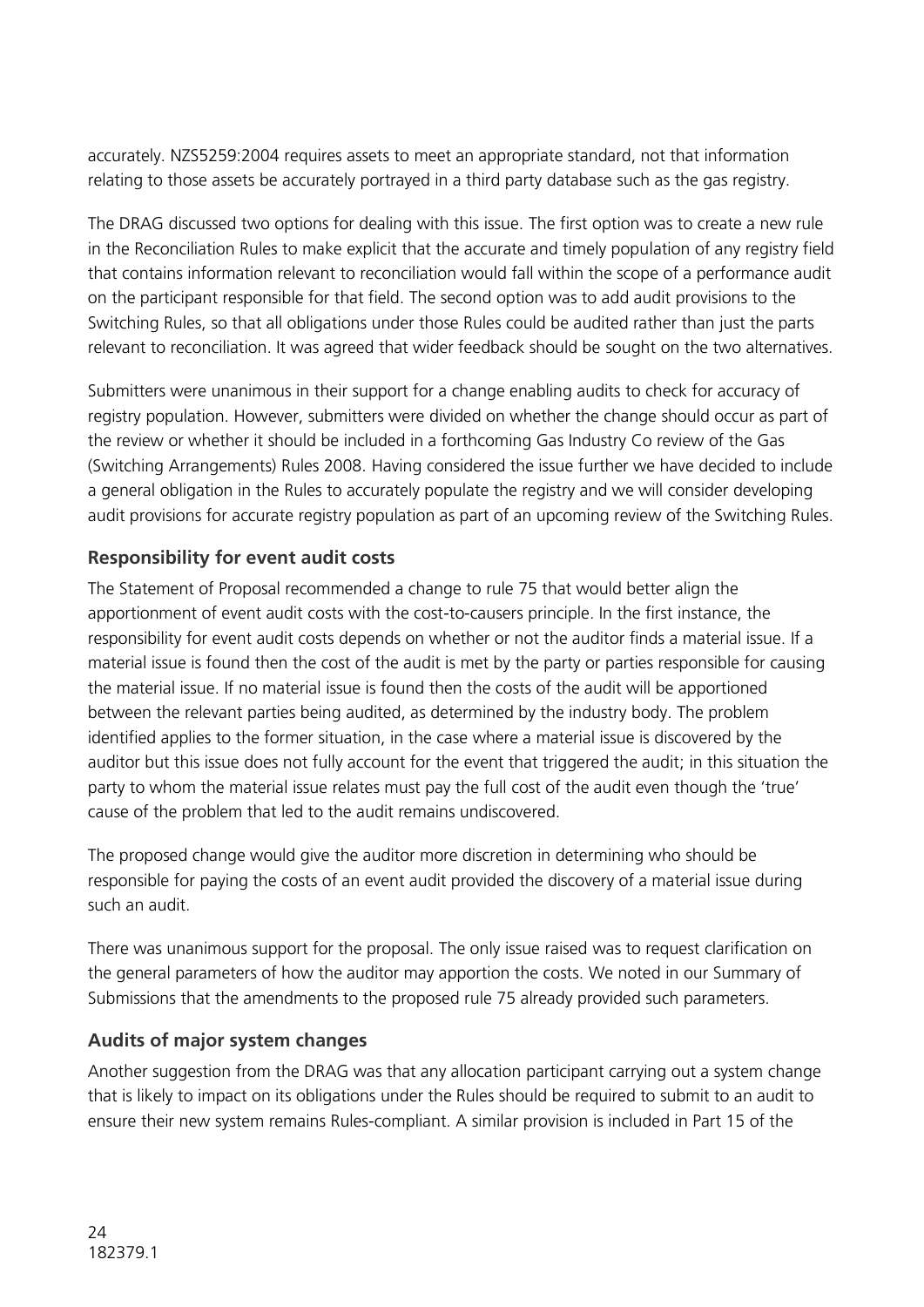accurately. NZS5259:2004 requires assets to meet an appropriate standard, not that information relating to those assets be accurately portrayed in a third party database such as the gas registry.

The DRAG discussed two options for dealing with this issue. The first option was to create a new rule in the Reconciliation Rules to make explicit that the accurate and timely population of any registry field that contains information relevant to reconciliation would fall within the scope of a performance audit on the participant responsible for that field. The second option was to add audit provisions to the Switching Rules, so that all obligations under those Rules could be audited rather than just the parts relevant to reconciliation. It was agreed that wider feedback should be sought on the two alternatives.

Submitters were unanimous in their support for a change enabling audits to check for accuracy of registry population. However, submitters were divided on whether the change should occur as part of the review or whether it should be included in a forthcoming Gas Industry Co review of the Gas (Switching Arrangements) Rules 2008. Having considered the issue further we have decided to include a general obligation in the Rules to accurately populate the registry and we will consider developing audit provisions for accurate registry population as part of an upcoming review of the Switching Rules.

### Responsibility for event audit costs

The Statement of Proposal recommended a change to rule 75 that would better align the apportionment of event audit costs with the cost-to-causers principle. In the first instance, the responsibility for event audit costs depends on whether or not the auditor finds a material issue. If a material issue is found then the cost of the audit is met by the party or parties responsible for causing the material issue. If no material issue is found then the costs of the audit will be apportioned between the relevant parties being audited, as determined by the industry body. The problem identified applies to the former situation, in the case where a material issue is discovered by the auditor but this issue does not fully account for the event that triggered the audit; in this situation the party to whom the material issue relates must pay the full cost of the audit even though the 'true' cause of the problem that led to the audit remains undiscovered.

The proposed change would give the auditor more discretion in determining who should be responsible for paying the costs of an event audit provided the discovery of a material issue during such an audit.

There was unanimous support for the proposal. The only issue raised was to request clarification on the general parameters of how the auditor may apportion the costs. We noted in our Summary of Submissions that the amendments to the proposed rule 75 already provided such parameters.

### Audits of major system changes

Another suggestion from the DRAG was that any allocation participant carrying out a system change that is likely to impact on its obligations under the Rules should be required to submit to an audit to ensure their new system remains Rules-compliant. A similar provision is included in Part 15 of the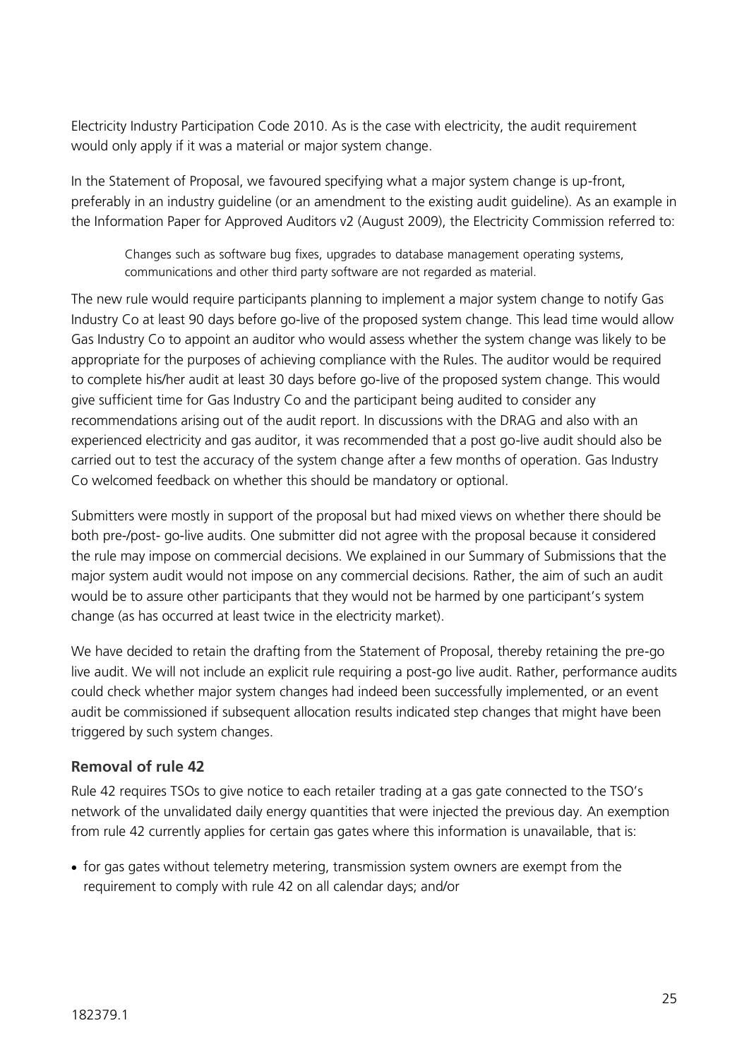Electricity Industry Participation Code 2010. As is the case with electricity, the audit requirement would only apply if it was a material or major system change.

In the Statement of Proposal, we favoured specifying what a major system change is up-front, preferably in an industry guideline (or an amendment to the existing audit guideline). As an example in the Information Paper for Approved Auditors v2 (August 2009), the Electricity Commission referred to:

> Changes such as software bug fixes, upgrades to database management operating systems, communications and other third party software are not regarded as material.

The new rule would require participants planning to implement a major system change to notify Gas Industry Co at least 90 days before go-live of the proposed system change. This lead time would allow Gas Industry Co to appoint an auditor who would assess whether the system change was likely to be appropriate for the purposes of achieving compliance with the Rules. The auditor would be required to complete his/her audit at least 30 days before go-live of the proposed system change. This would give sufficient time for Gas Industry Co and the participant being audited to consider any recommendations arising out of the audit report. In discussions with the DRAG and also with an experienced electricity and gas auditor, it was recommended that a post go-live audit should also be carried out to test the accuracy of the system change after a few months of operation. Gas Industry Co welcomed feedback on whether this should be mandatory or optional.

Submitters were mostly in support of the proposal but had mixed views on whether there should be both pre-/post- go-live audits. One submitter did not agree with the proposal because it considered the rule may impose on commercial decisions. We explained in our Summary of Submissions that the major system audit would not impose on any commercial decisions. Rather, the aim of such an audit would be to assure other participants that they would not be harmed by one participant's system change (as has occurred at least twice in the electricity market).

We have decided to retain the drafting from the Statement of Proposal, thereby retaining the pre-go live audit. We will not include an explicit rule requiring a post-go live audit. Rather, performance audits could check whether major system changes had indeed been successfully implemented, or an event audit be commissioned if subsequent allocation results indicated step changes that might have been triggered by such system changes.

### Removal of rule 42

Rule 42 requires TSOs to give notice to each retailer trading at a gas gate connected to the TSO's network of the unvalidated daily energy quantities that were injected the previous day. An exemption from rule 42 currently applies for certain gas gates where this information is unavailable, that is:

- for gas gates without telemetry metering, transmission system owners are exempt from the requirement to comply with rule 42 on all calendar days; and/or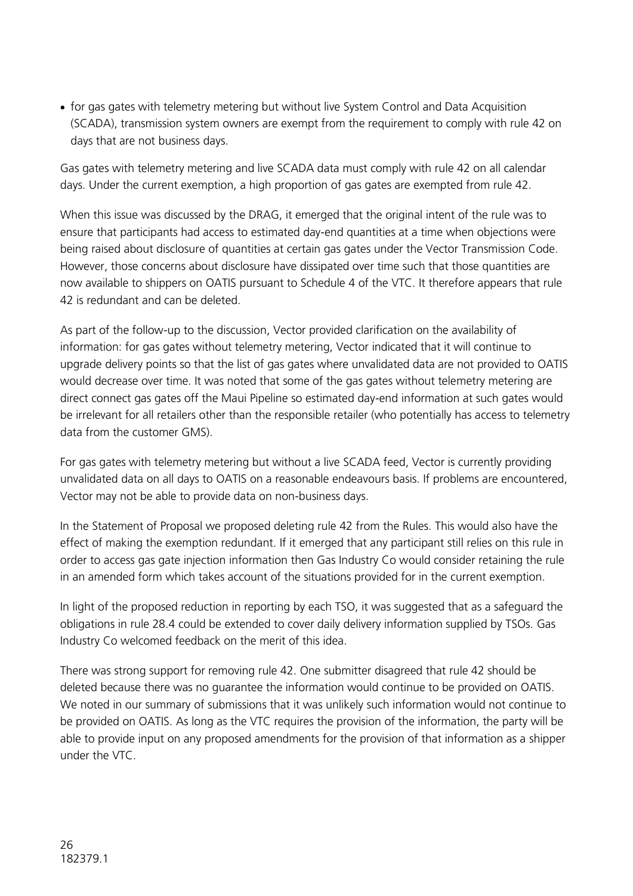- for gas gates with telemetry metering but without live System Control and Data Acquisition (SCADA), transmission system owners are exempt from the requirement to comply with rule 42 on days that are not business days.

Gas gates with telemetry metering and live SCADA data must comply with rule 42 on all calendar days. Under the current exemption, a high proportion of gas gates are exempted from rule 42.

When this issue was discussed by the DRAG, it emerged that the original intent of the rule was to ensure that participants had access to estimated day-end quantities at a time when objections were being raised about disclosure of quantities at certain gas gates under the Vector Transmission Code. However, those concerns about disclosure have dissipated over time such that those quantities are now available to shippers on OATIS pursuant to Schedule 4 of the VTC. It therefore appears that rule 42 is redundant and can be deleted.

As part of the follow-up to the discussion, Vector provided clarification on the availability of information: for gas gates without telemetry metering, Vector indicated that it will continue to upgrade delivery points so that the list of gas gates where unvalidated data are not provided to OATIS would decrease over time. It was noted that some of the gas gates without telemetry metering are direct connect gas gates off the Maui Pipeline so estimated day-end information at such gates would be irrelevant for all retailers other than the responsible retailer (who potentially has access to telemetry data from the customer GMS).

For gas gates with telemetry metering but without a live SCADA feed, Vector is currently providing unvalidated data on all days to OATIS on a reasonable endeavours basis. If problems are encountered, Vector may not be able to provide data on non-business days.

In the Statement of Proposal we proposed deleting rule 42 from the Rules. This would also have the effect of making the exemption redundant. If it emerged that any participant still relies on this rule in order to access gas gate injection information then Gas Industry Co would consider retaining the rule in an amended form which takes account of the situations provided for in the current exemption.

In light of the proposed reduction in reporting by each TSO, it was suggested that as a safeguard the obligations in rule 28.4 could be extended to cover daily delivery information supplied by TSOs. Gas Industry Co welcomed feedback on the merit of this idea.

There was strong support for removing rule 42. One submitter disagreed that rule 42 should be deleted because there was no guarantee the information would continue to be provided on OATIS. We noted in our summary of submissions that it was unlikely such information would not continue to be provided on OATIS. As long as the VTC requires the provision of the information, the party will be able to provide input on any proposed amendments for the provision of that information as a shipper under the VTC.

182379.1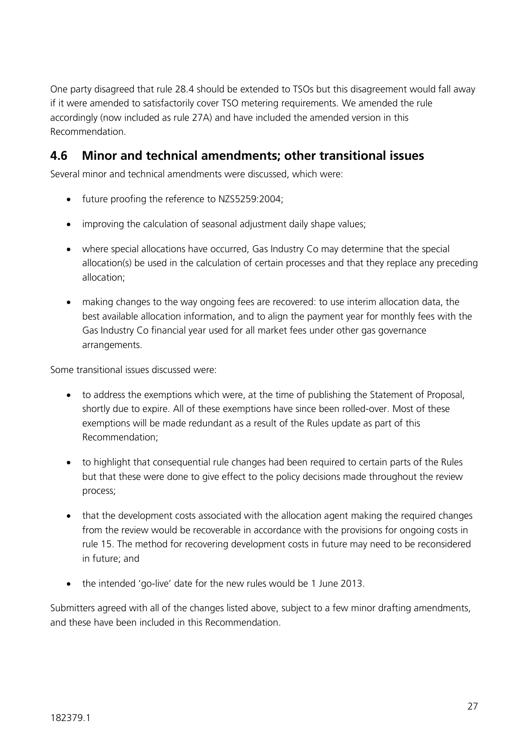One party disagreed that rule 28.4 should be extended to TSOs but this disagreement would fall away if it were amended to satisfactorily cover TSO metering requirements. We amended the rule accordingly (now included as rule 27A) and have included the amended version in this Recommendation.

## 4.6 Minor and technical amendments; other transitional issues

Several minor and technical amendments were discussed, which were:

- future proofing the reference to NZS5259:2004;
- improving the calculation of seasonal adjustment daily shape values;
- where special allocations have occurred, Gas Industry Co may determine that the special allocation(s) be used in the calculation of certain processes and that they replace any preceding allocation;
- making changes to the way ongoing fees are recovered: to use interim allocation data, the best available allocation information, and to align the payment year for monthly fees with the Gas Industry Co financial year used for all market fees under other gas governance arrangements.

Some transitional issues discussed were:

- to address the exemptions which were, at the time of publishing the Statement of Proposal, shortly due to expire. All of these exemptions have since been rolled-over. Most of these exemptions will be made redundant as a result of the Rules update as part of this Recommendation;
- to highlight that consequential rule changes had been required to certain parts of the Rules but that these were done to give effect to the policy decisions made throughout the review process;
- that the development costs associated with the allocation agent making the required changes from the review would be recoverable in accordance with the provisions for ongoing costs in rule 15. The method for recovering development costs in future may need to be reconsidered in future; and
- the intended 'go-live' date for the new rules would be 1 June 2013.

Submitters agreed with all of the changes listed above, subject to a few minor drafting amendments, and these have been included in this Recommendation.

182379.1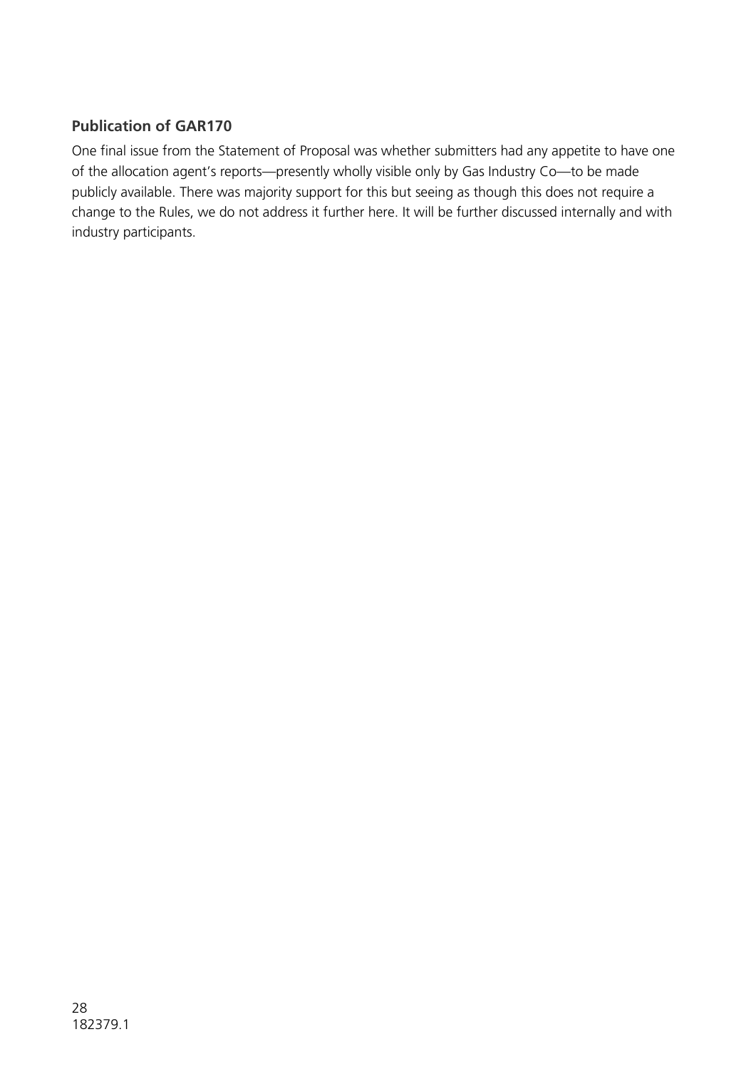### Publication of GAR170

One final issue from the Statement of Proposal was whether submitters had any appetite to have one of the allocation agent's reports—presently wholly visible only by Gas Industry Co—to be made publicly available. There was majority support for this but seeing as though this does not require a change to the Rules, we do not address it further here. It will be further discussed internally and with industry participants.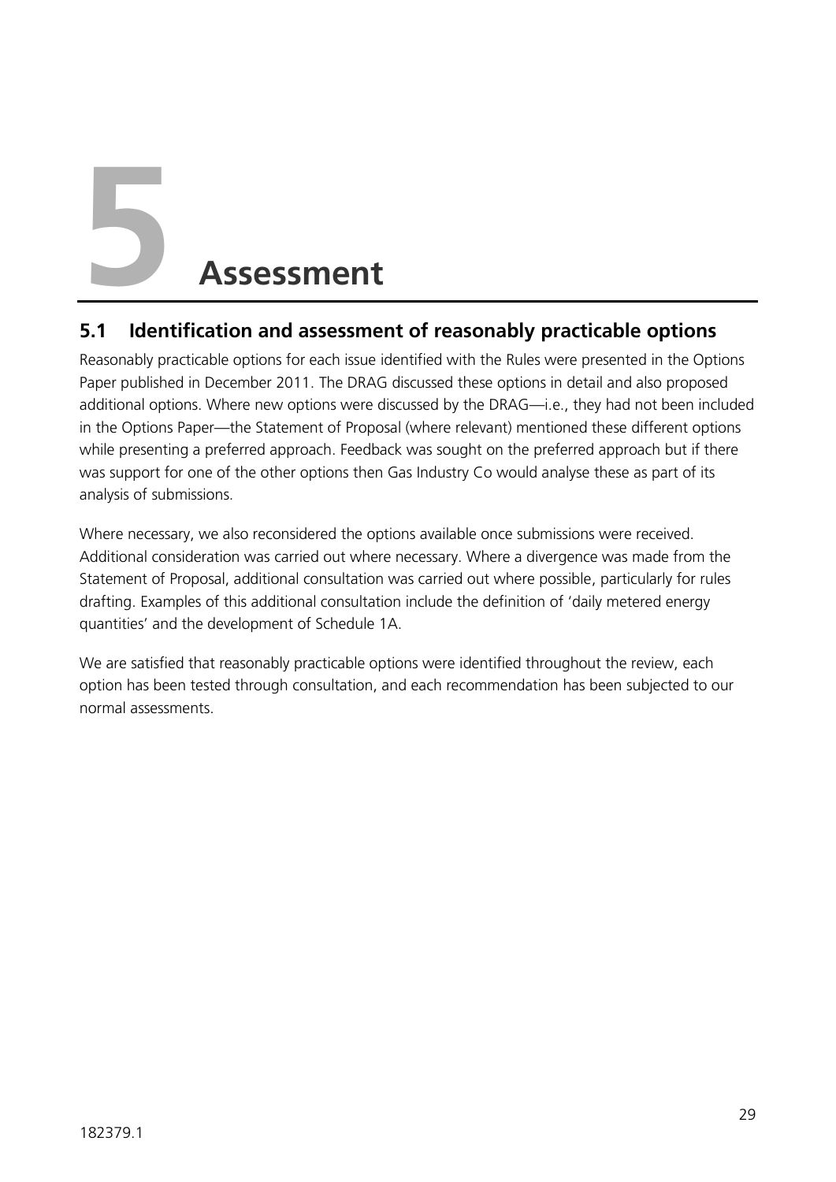# 5 Assessment

## 5.1 Identification and assessment of reasonably practicable options

Reasonably practicable options for each issue identified with the Rules were presented in the Options Paper published in December 2011. The DRAG discussed these options in detail and also proposed additional options. Where new options were discussed by the DRAG—i.e., they had not been included in the Options Paper—the Statement of Proposal (where relevant) mentioned these different options while presenting a preferred approach. Feedback was sought on the preferred approach but if there was support for one of the other options then Gas Industry Co would analyse these as part of its analysis of submissions.

Where necessary, we also reconsidered the options available once submissions were received. Additional consideration was carried out where necessary. Where a divergence was made from the Statement of Proposal, additional consultation was carried out where possible, particularly for rules drafting. Examples of this additional consultation include the definition of 'daily metered energy quantities' and the development of Schedule 1A.

We are satisfied that reasonably practicable options were identified throughout the review, each option has been tested through consultation, and each recommendation has been subjected to our normal assessments.

182379.1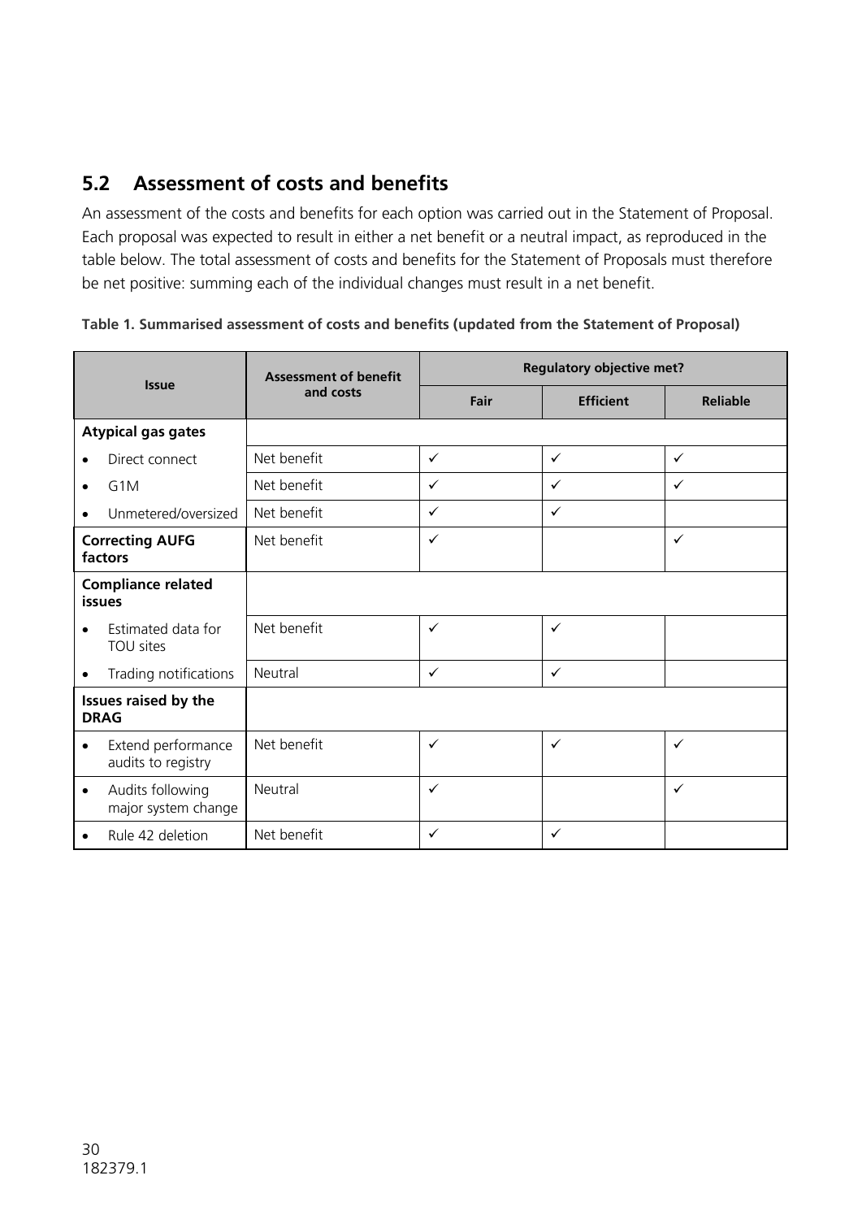## 5.2 Assessment of costs and benefits

An assessment of the costs and benefits for each option was carried out in the Statement of Proposal. Each proposal was expected to result in either a net benefit or a neutral impact, as reproduced in the table below. The total assessment of costs and benefits for the Statement of Proposals must therefore be net positive: summing each of the individual changes must result in a net benefit.

**Table 1. Summarised assessment of costs and benefits (updated from the Statement of Proposal)**

| Issue | Assessment of benefit and costs | Regulatory objective met? | | |
|---|---|---|---|---|
| | | Fair | Efficient | Reliable |
| **Atypical gas gates** | | | | |
| • Direct connect | Net benefit | ✓ | ✓ | ✓ |
| • G1M | Net benefit | ✓ | ✓ | ✓ |
| • Unmetered/oversized | Net benefit | ✓ | ✓ | |
| **Correcting AUFG factors** | Net benefit | ✓ | | ✓ |
| **Compliance related issues** | | | | |
| • Estimated data for TOU sites | Net benefit | ✓ | ✓ | |
| • Trading notifications | Neutral | ✓ | ✓ | |
| **Issues raised by the DRAG** | | | | |
| • Extend performance audits to registry | Net benefit | ✓ | ✓ | ✓ |
| • Audits following major system change | Neutral | ✓ | | ✓ |
| • Rule 42 deletion | Net benefit | ✓ | ✓ | |

182379.1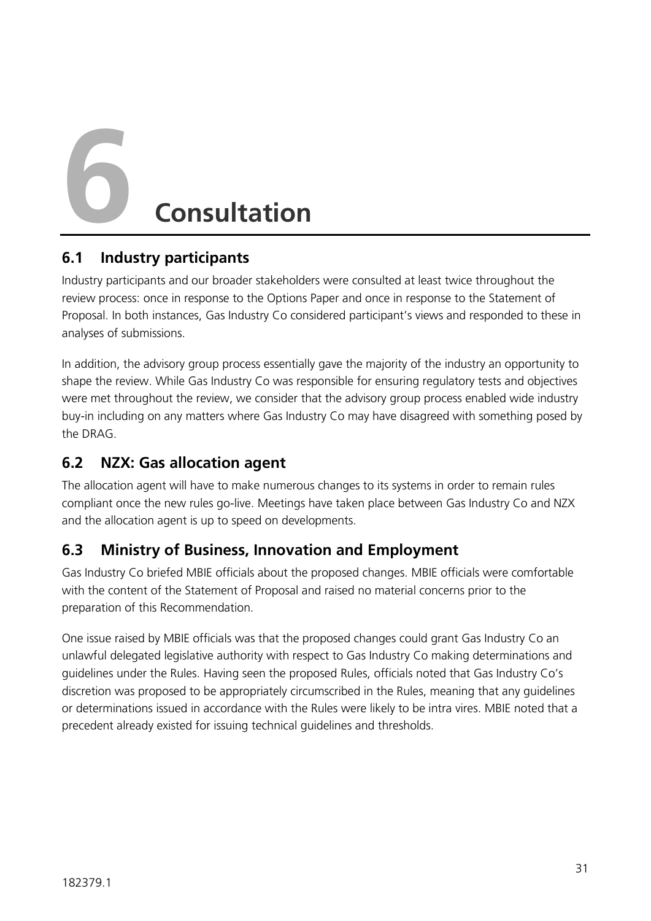# 6 Consultation

## 6.1 Industry participants

Industry participants and our broader stakeholders were consulted at least twice throughout the review process: once in response to the Options Paper and once in response to the Statement of Proposal. In both instances, Gas Industry Co considered participant's views and responded to these in analyses of submissions.

In addition, the advisory group process essentially gave the majority of the industry an opportunity to shape the review. While Gas Industry Co was responsible for ensuring regulatory tests and objectives were met throughout the review, we consider that the advisory group process enabled wide industry buy-in including on any matters where Gas Industry Co may have disagreed with something posed by the DRAG.

## 6.2 NZX: Gas allocation agent

The allocation agent will have to make numerous changes to its systems in order to remain rules compliant once the new rules go-live. Meetings have taken place between Gas Industry Co and NZX and the allocation agent is up to speed on developments.

## 6.3 Ministry of Business, Innovation and Employment

Gas Industry Co briefed MBIE officials about the proposed changes. MBIE officials were comfortable with the content of the Statement of Proposal and raised no material concerns prior to the preparation of this Recommendation.

One issue raised by MBIE officials was that the proposed changes could grant Gas Industry Co an unlawful delegated legislative authority with respect to Gas Industry Co making determinations and guidelines under the Rules. Having seen the proposed Rules, officials noted that Gas Industry Co's discretion was proposed to be appropriately circumscribed in the Rules, meaning that any guidelines or determinations issued in accordance with the Rules were likely to be intra vires. MBIE noted that a precedent already existed for issuing technical guidelines and thresholds.

182379.1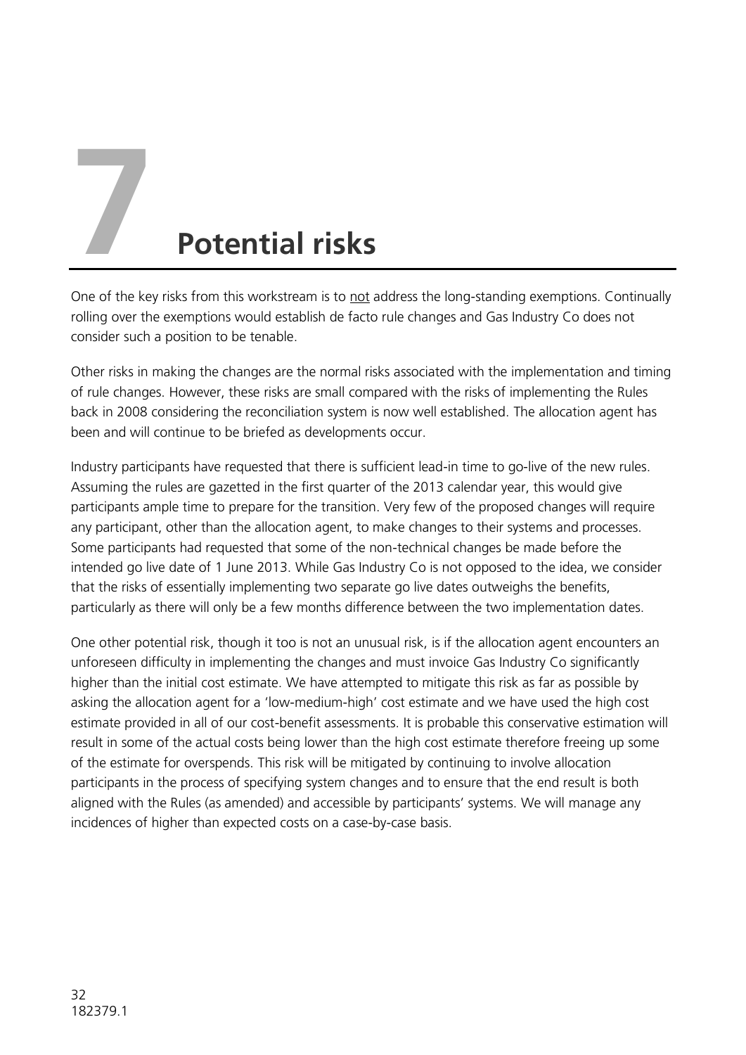# 7 Potential risks

One of the key risks from this workstream is to not address the long-standing exemptions. Continually rolling over the exemptions would establish de facto rule changes and Gas Industry Co does not consider such a position to be tenable.

Other risks in making the changes are the normal risks associated with the implementation and timing of rule changes. However, these risks are small compared with the risks of implementing the Rules back in 2008 considering the reconciliation system is now well established. The allocation agent has been and will continue to be briefed as developments occur.

Industry participants have requested that there is sufficient lead-in time to go-live of the new rules. Assuming the rules are gazetted in the first quarter of the 2013 calendar year, this would give participants ample time to prepare for the transition. Very few of the proposed changes will require any participant, other than the allocation agent, to make changes to their systems and processes. Some participants had requested that some of the non-technical changes be made before the intended go live date of 1 June 2013. While Gas Industry Co is not opposed to the idea, we consider that the risks of essentially implementing two separate go live dates outweighs the benefits, particularly as there will only be a few months difference between the two implementation dates.

One other potential risk, though it too is not an unusual risk, is if the allocation agent encounters an unforeseen difficulty in implementing the changes and must invoice Gas Industry Co significantly higher than the initial cost estimate. We have attempted to mitigate this risk as far as possible by asking the allocation agent for a 'low-medium-high' cost estimate and we have used the high cost estimate provided in all of our cost-benefit assessments. It is probable this conservative estimation will result in some of the actual costs being lower than the high cost estimate therefore freeing up some of the estimate for overspends. This risk will be mitigated by continuing to involve allocation participants in the process of specifying system changes and to ensure that the end result is both aligned with the Rules (as amended) and accessible by participants' systems. We will manage any incidences of higher than expected costs on a case-by-case basis.

182379.1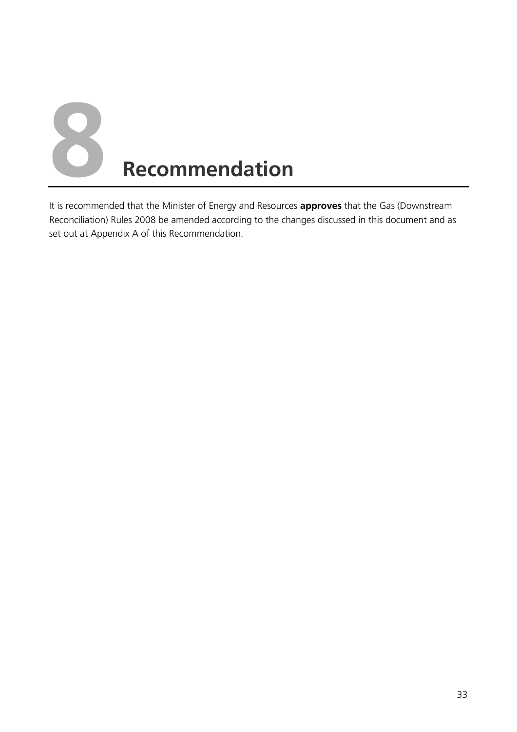# 8 Recommendation

It is recommended that the Minister of Energy and Resources **approves** that the Gas (Downstream Reconciliation) Rules 2008 be amended according to the changes discussed in this document and as set out at Appendix A of this Recommendation.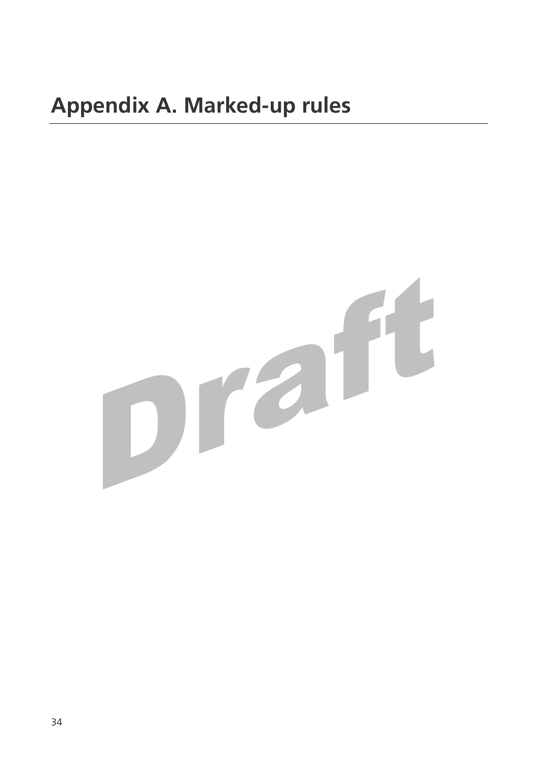# Appendix A. Marked-up rules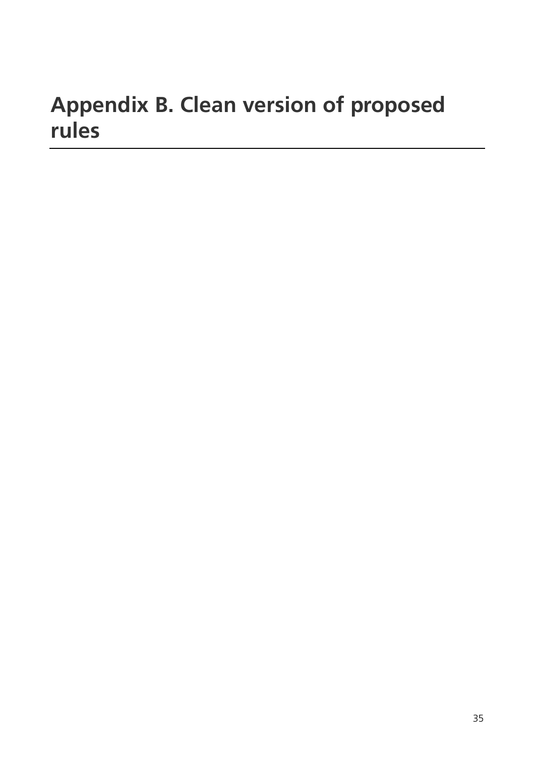# Appendix B. Clean version of proposed rules